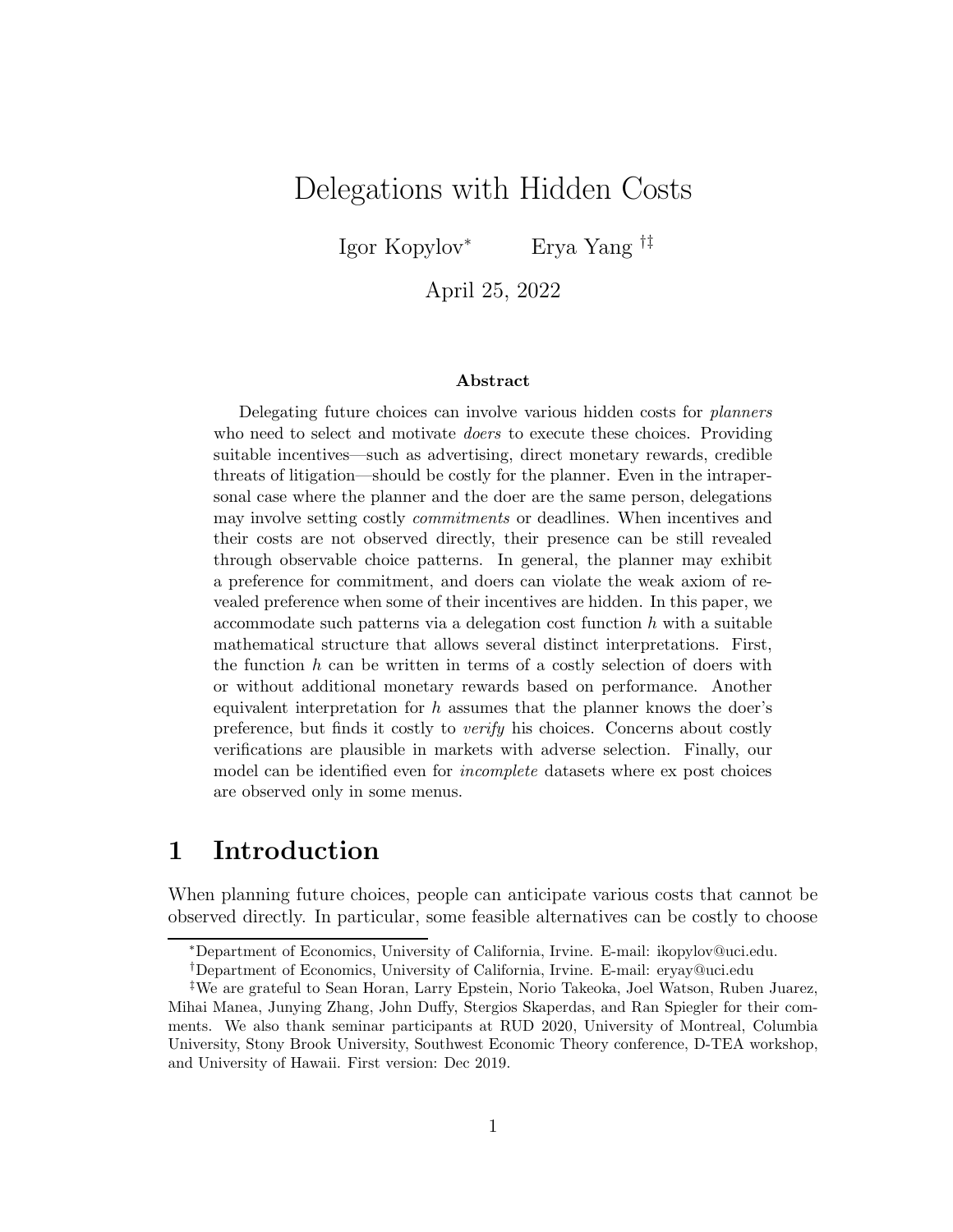# Delegations with Hidden Costs

Igor Kopylov[*] Erya Yang[†‡]

April 25, 2022

### Abstract

Delegating future choices can involve various hidden costs for *planners* who need to select and motivate *doers* to execute these choices. Providing suitable incentives—such as advertising, direct monetary rewards, credible threats of litigation—should be costly for the planner. Even in the intrapersonal case where the planner and the doer are the same person, delegations may involve setting costly *commitments* or deadlines. When incentives and their costs are not observed directly, their presence can be still revealed through observable choice patterns. In general, the planner may exhibit a preference for commitment, and doers can violate the weak axiom of revealed preference when some of their incentives are hidden. In this paper, we accommodate such patterns via a delegation cost function $h$ with a suitable mathematical structure that allows several distinct interpretations. First, the function $h$ can be written in terms of a costly selection of doers with or without additional monetary rewards based on performance. Another equivalent interpretation for $h$ assumes that the planner knows the doer's preference, but finds it costly to *verify* his choices. Concerns about costly verifications are plausible in markets with adverse selection. Finally, our model can be identified even for *incomplete* datasets where ex post choices are observed only in some menus.

## 1 Introduction

When planning future choices, people can anticipate various costs that cannot be observed directly. In particular, some feasible alternatives can be costly to choose

---

[*] Department of Economics, University of California, Irvine. E-mail: ikopylov@uci.edu.

[†] Department of Economics, University of California, Irvine. E-mail: eryay@uci.edu

[‡] We are grateful to Sean Horan, Larry Epstein, Norio Takeoka, Joel Watson, Ruben Juarez, Mihai Manea, Junying Zhang, John Duffy, Stergios Skaperdas, and Ran Spiegler for their comments. We also thank seminar participants at RUD 2020, University of Montreal, Columbia University, Stony Brook University, Southwest Economic Theory conference, D-TEA workshop, and University of Hawaii. First version: Dec 2019.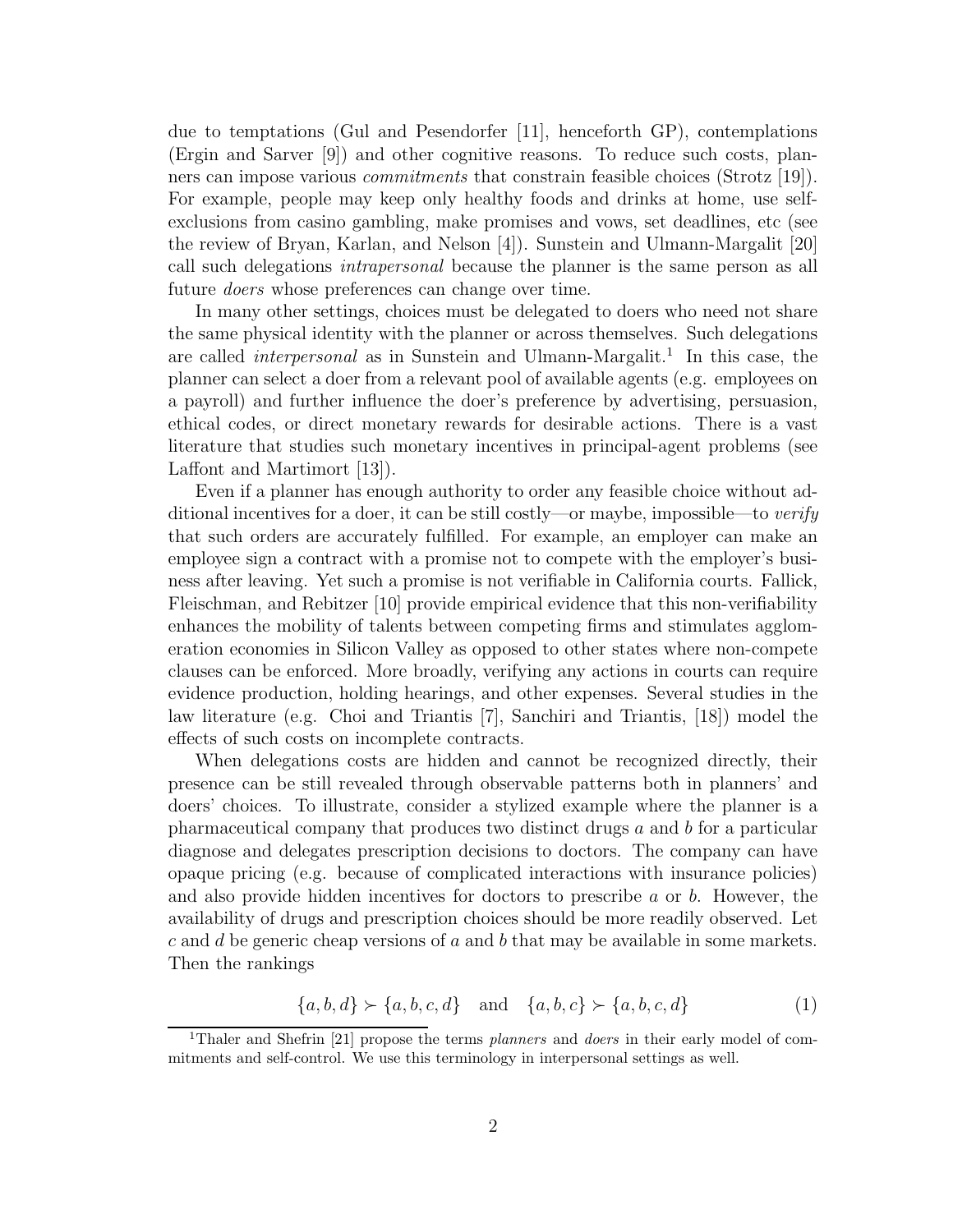due to temptations (Gul and Pesendorfer [11], henceforth GP), contemplations (Ergin and Sarver [9]) and other cognitive reasons. To reduce such costs, planners can impose various *commitments* that constrain feasible choices (Strotz [19]). For example, people may keep only healthy foods and drinks at home, use self-exclusions from casino gambling, make promises and vows, set deadlines, etc (see the review of Bryan, Karlan, and Nelson [4]). Sunstein and Ulmann-Margalit [20] call such delegations *intrapersonal* because the planner is the same person as all future *doers* whose preferences can change over time.

In many other settings, choices must be delegated to doers who need not share the same physical identity with the planner or across themselves. Such delegations are called *interpersonal* as in Sunstein and Ulmann-Margalit.[1] In this case, the planner can select a doer from a relevant pool of available agents (e.g. employees on a payroll) and further influence the doer's preference by advertising, persuasion, ethical codes, or direct monetary rewards for desirable actions. There is a vast literature that studies such monetary incentives in principal-agent problems (see Laffont and Martimort [13]).

Even if a planner has enough authority to order any feasible choice without additional incentives for a doer, it can be still costly—or maybe, impossible—to *verify* that such orders are accurately fulfilled. For example, an employer can make an employee sign a contract with a promise not to compete with the employer's business after leaving. Yet such a promise is not verifiable in California courts. Fallick, Fleischman, and Rebitzer [10] provide empirical evidence that this non-verifiability enhances the mobility of talents between competing firms and stimulates agglomeration economies in Silicon Valley as opposed to other states where non-compete clauses can be enforced. More broadly, verifying any actions in courts can require evidence production, holding hearings, and other expenses. Several studies in the law literature (e.g. Choi and Triantis [7], Sanchiri and Triantis, [18]) model the effects of such costs on incomplete contracts.

When delegations costs are hidden and cannot be recognized directly, their presence can be still revealed through observable patterns both in planners' and doers' choices. To illustrate, consider a stylized example where the planner is a pharmaceutical company that produces two distinct drugs $a$ and $b$ for a particular diagnose and delegates prescription decisions to doctors. The company can have opaque pricing (e.g. because of complicated interactions with insurance policies) and also provide hidden incentives for doctors to prescribe $a$ or $b$. However, the availability of drugs and prescription choices should be more readily observed. Let $c$ and $d$ be generic cheap versions of $a$ and $b$ that may be available in some markets. Then the rankings

$$\{a, b, d\} \succ \{a, b, c, d\} \quad \text{and} \quad \{a, b, c\} \succ \{a, b, c, d\} \tag{1}$$

[1] Thaler and Shefrin [21] propose the terms *planners* and *doers* in their early model of commitments and self-control. We use this terminology in interpersonal settings as well.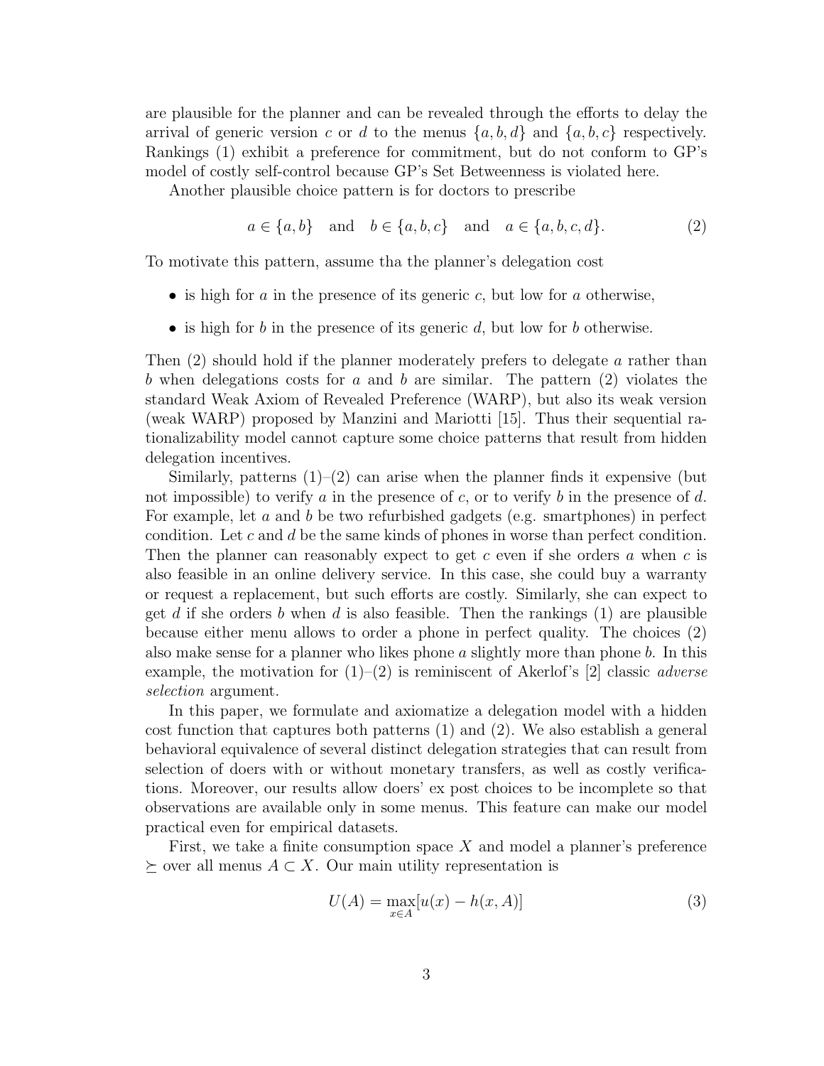are plausible for the planner and can be revealed through the efforts to delay the arrival of generic version $c$ or $d$ to the menus $\{a, b, d\}$ and $\{a, b, c\}$ respectively. Rankings (1) exhibit a preference for commitment, but do not conform to GP's model of costly self-control because GP's Set Betweenness is violated here.

Another plausible choice pattern is for doctors to prescribe

$$a \in \{a, b\} \quad \text{and} \quad b \in \{a, b, c\} \quad \text{and} \quad a \in \{a, b, c, d\}. \tag{2}$$

To motivate this pattern, assume tha the planner's delegation cost

- is high for $a$ in the presence of its generic $c$, but low for $a$ otherwise,
- is high for $b$ in the presence of its generic $d$, but low for $b$ otherwise.

Then (2) should hold if the planner moderately prefers to delegate $a$ rather than $b$ when delegations costs for $a$ and $b$ are similar. The pattern (2) violates the standard Weak Axiom of Revealed Preference (WARP), but also its weak version (weak WARP) proposed by Manzini and Mariotti [15]. Thus their sequential rationalizability model cannot capture some choice patterns that result from hidden delegation incentives.

Similarly, patterns (1)–(2) can arise when the planner finds it expensive (but not impossible) to verify $a$ in the presence of $c$, or to verify $b$ in the presence of $d$. For example, let $a$ and $b$ be two refurbished gadgets (e.g. smartphones) in perfect condition. Let $c$ and $d$ be the same kinds of phones in worse than perfect condition. Then the planner can reasonably expect to get $c$ even if she orders $a$ when $c$ is also feasible in an online delivery service. In this case, she could buy a warranty or request a replacement, but such efforts are costly. Similarly, she can expect to get $d$ if she orders $b$ when $d$ is also feasible. Then the rankings (1) are plausible because either menu allows to order a phone in perfect quality. The choices (2) also make sense for a planner who likes phone $a$ slightly more than phone $b$. In this example, the motivation for (1)–(2) is reminiscent of Akerlof's [2] classic *adverse selection* argument.

In this paper, we formulate and axiomatize a delegation model with a hidden cost function that captures both patterns (1) and (2). We also establish a general behavioral equivalence of several distinct delegation strategies that can result from selection of doers with or without monetary transfers, as well as costly verifications. Moreover, our results allow doers' ex post choices to be incomplete so that observations are available only in some menus. This feature can make our model practical even for empirical datasets.

First, we take a finite consumption space $X$ and model a planner's preference $\succeq$ over all menus $A \subset X$. Our main utility representation is

$$U(A) = \max_{x \in A}[u(x) - h(x, A)] \tag{3}$$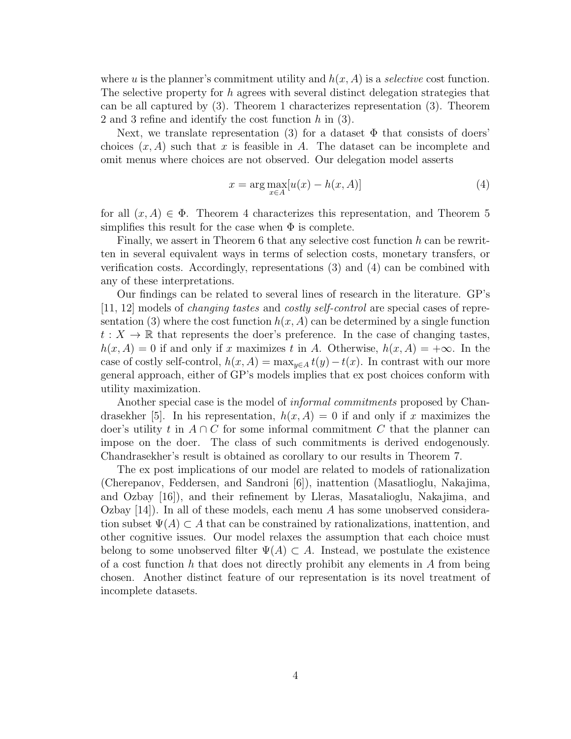where $u$ is the planner's commitment utility and $h(x, A)$ is a *selective* cost function. The selective property for $h$ agrees with several distinct delegation strategies that can be all captured by (3). Theorem 1 characterizes representation (3). Theorem 2 and 3 refine and identify the cost function $h$ in (3).

Next, we translate representation (3) for a dataset $\Phi$ that consists of doers' choices $(x, A)$ such that $x$ is feasible in $A$. The dataset can be incomplete and omit menus where choices are not observed. Our delegation model asserts

$$x = \arg\max_{x \in A} [u(x) - h(x, A)] \tag{4}$$

for all $(x, A) \in \Phi$. Theorem 4 characterizes this representation, and Theorem 5 simplifies this result for the case when $\Phi$ is complete.

Finally, we assert in Theorem 6 that any selective cost function $h$ can be rewritten in several equivalent ways in terms of selection costs, monetary transfers, or verification costs. Accordingly, representations (3) and (4) can be combined with any of these interpretations.

Our findings can be related to several lines of research in the literature. GP's [11, 12] models of *changing tastes* and *costly self-control* are special cases of representation (3) where the cost function $h(x, A)$ can be determined by a single function $t : X \to \mathbb{R}$ that represents the doer's preference. In the case of changing tastes, $h(x, A) = 0$ if and only if $x$ maximizes $t$ in $A$. Otherwise, $h(x, A) = +\infty$. In the case of costly self-control, $h(x, A) = \max_{y \in A} t(y) - t(x)$. In contrast with our more general approach, either of GP's models implies that ex post choices conform with utility maximization.

Another special case is the model of *informal commitments* proposed by Chandrasekher [5]. In his representation, $h(x, A) = 0$ if and only if $x$ maximizes the doer's utility $t$ in $A \cap C$ for some informal commitment $C$ that the planner can impose on the doer. The class of such commitments is derived endogenously. Chandrasekher's result is obtained as corollary to our results in Theorem 7.

The ex post implications of our model are related to models of rationalization (Cherepanov, Feddersen, and Sandroni [6]), inattention (Masatlioglu, Nakajima, and Ozbay [16]), and their refinement by Lleras, Masatalioglu, Nakajima, and Ozbay [14]). In all of these models, each menu $A$ has some unobserved consideration subset $\Psi(A) \subset A$ that can be constrained by rationalizations, inattention, and other cognitive issues. Our model relaxes the assumption that each choice must belong to some unobserved filter $\Psi(A) \subset A$. Instead, we postulate the existence of a cost function $h$ that does not directly prohibit any elements in $A$ from being chosen. Another distinct feature of our representation is its novel treatment of incomplete datasets.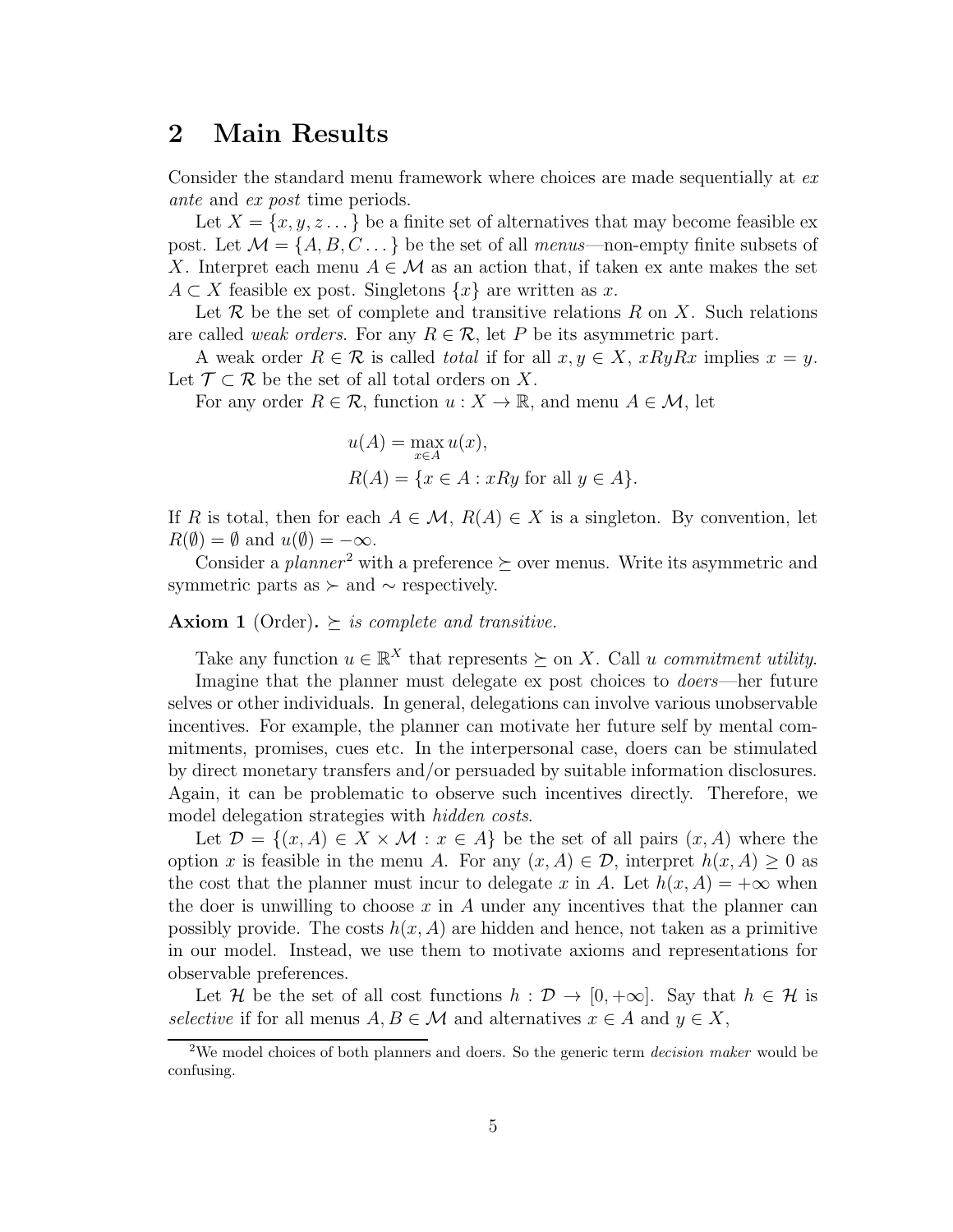## 2 Main Results

Consider the standard menu framework where choices are made sequentially at *ex ante* and *ex post* time periods.

Let $X = \{x, y, z \dots\}$ be a finite set of alternatives that may become feasible ex post. Let $\mathcal{M} = \{A, B, C \dots\}$ be the set of all *menus*—non-empty finite subsets of $X$. Interpret each menu $A \in \mathcal{M}$ as an action that, if taken ex ante makes the set $A \subset X$ feasible ex post. Singletons $\{x\}$ are written as $x$.

Let $\mathcal{R}$ be the set of complete and transitive relations $R$ on $X$. Such relations are called *weak orders*. For any $R \in \mathcal{R}$, let $P$ be its asymmetric part.

A weak order $R \in \mathcal{R}$ is called *total* if for all $x, y \in X$, $xRyRx$ implies $x = y$. Let $\mathcal{T} \subset \mathcal{R}$ be the set of all total orders on $X$.

For any order $R \in \mathcal{R}$, function $u : X \to \mathbb{R}$, and menu $A \in \mathcal{M}$, let

$$
\begin{aligned}
u(A) &= \max_{x \in A} u(x), \\
R(A) &= \{x \in A : xRy \text{ for all } y \in A\}.
\end{aligned}
$$

If $R$ is total, then for each $A \in \mathcal{M}$, $R(A) \in X$ is a singleton. By convention, let $R(\emptyset) = \emptyset$ and $u(\emptyset) = -\infty$.

Consider a *planner*[2] with a preference $\succeq$ over menus. Write its asymmetric and symmetric parts as $\succ$ and $\sim$ respectively.

**Axiom 1** (Order)**.** *$\succeq$ is complete and transitive.*

Take any function $u \in \mathbb{R}^X$ that represents $\succeq$ on $X$. Call $u$ *commitment utility*.

Imagine that the planner must delegate ex post choices to *doers*—her future selves or other individuals. In general, delegations can involve various unobservable incentives. For example, the planner can motivate her future self by mental commitments, promises, cues etc. In the interpersonal case, doers can be stimulated by direct monetary transfers and/or persuaded by suitable information disclosures. Again, it can be problematic to observe such incentives directly. Therefore, we model delegation strategies with *hidden costs*.

Let $\mathcal{D} = \{(x, A) \in X \times \mathcal{M} : x \in A\}$ be the set of all pairs $(x, A)$ where the option $x$ is feasible in the menu $A$. For any $(x, A) \in \mathcal{D}$, interpret $h(x, A) \geq 0$ as the cost that the planner must incur to delegate $x$ in $A$. Let $h(x, A) = +\infty$ when the doer is unwilling to choose $x$ in $A$ under any incentives that the planner can possibly provide. The costs $h(x, A)$ are hidden and hence, not taken as a primitive in our model. Instead, we use them to motivate axioms and representations for observable preferences.

Let $\mathcal{H}$ be the set of all cost functions $h : \mathcal{D} \to [0, +\infty]$. Say that $h \in \mathcal{H}$ is *selective* if for all menus $A, B \in \mathcal{M}$ and alternatives $x \in A$ and $y \in X$,

[2] We model choices of both planners and doers. So the generic term *decision maker* would be confusing.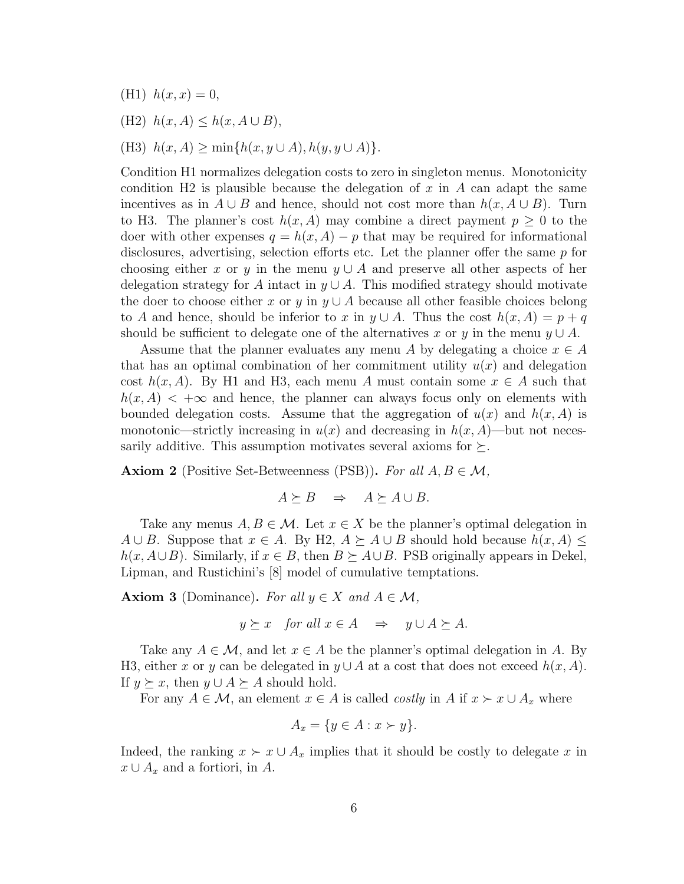(H1) $h(x,x) = 0$,

(H2) $h(x,A) \leq h(x, A \cup B)$,

(H3) $h(x,A) \geq \min\{h(x, y \cup A), h(y, y \cup A)\}$.

Condition H1 normalizes delegation costs to zero in singleton menus. Monotonicity condition H2 is plausible because the delegation of $x$ in $A$ can adapt the same incentives as in $A \cup B$ and hence, should not cost more than $h(x, A \cup B)$. Turn to H3. The planner's cost $h(x,A)$ may combine a direct payment $p \geq 0$ to the doer with other expenses $q = h(x,A) - p$ that may be required for informational disclosures, advertising, selection efforts etc. Let the planner offer the same $p$ for choosing either $x$ or $y$ in the menu $y \cup A$ and preserve all other aspects of her delegation strategy for $A$ intact in $y \cup A$. This modified strategy should motivate the doer to choose either $x$ or $y$ in $y \cup A$ because all other feasible choices belong to $A$ and hence, should be inferior to $x$ in $y \cup A$. Thus the cost $h(x,A) = p + q$ should be sufficient to delegate one of the alternatives $x$ or $y$ in the menu $y \cup A$.

Assume that the planner evaluates any menu $A$ by delegating a choice $x \in A$ that has an optimal combination of her commitment utility $u(x)$ and delegation cost $h(x,A)$. By H1 and H3, each menu $A$ must contain some $x \in A$ such that $h(x,A) < +\infty$ and hence, the planner can always focus only on elements with bounded delegation costs. Assume that the aggregation of $u(x)$ and $h(x,A)$ is monotonic—strictly increasing in $u(x)$ and decreasing in $h(x,A)$—but not necessarily additive. This assumption motivates several axioms for $\succeq$.

**Axiom 2** (Positive Set-Betweenness (PSB))**.** *For all $A, B \in \mathcal{M}$,*

$$A \succeq B \quad \Rightarrow \quad A \succeq A \cup B.$$

Take any menus $A, B \in \mathcal{M}$. Let $x \in X$ be the planner's optimal delegation in $A \cup B$. Suppose that $x \in A$. By H2, $A \succeq A \cup B$ should hold because $h(x,A) \leq h(x, A \cup B)$. Similarly, if $x \in B$, then $B \succeq A \cup B$. PSB originally appears in Dekel, Lipman, and Rustichini's [8] model of cumulative temptations.

**Axiom 3** (Dominance)**.** *For all $y \in X$ and $A \in \mathcal{M}$,*

$$y \succeq x \quad \text{for all } x \in A \quad \Rightarrow \quad y \cup A \succeq A.$$

Take any $A \in \mathcal{M}$, and let $x \in A$ be the planner's optimal delegation in $A$. By H3, either $x$ or $y$ can be delegated in $y \cup A$ at a cost that does not exceed $h(x,A)$. If $y \succeq x$, then $y \cup A \succeq A$ should hold.

For any $A \in \mathcal{M}$, an element $x \in A$ is called *costly* in $A$ if $x \succ x \cup A_x$ where

$$A_x = \{y \in A : x \succ y\}.$$

Indeed, the ranking $x \succ x \cup A_x$ implies that it should be costly to delegate $x$ in $x \cup A_x$ and a fortiori, in $A$.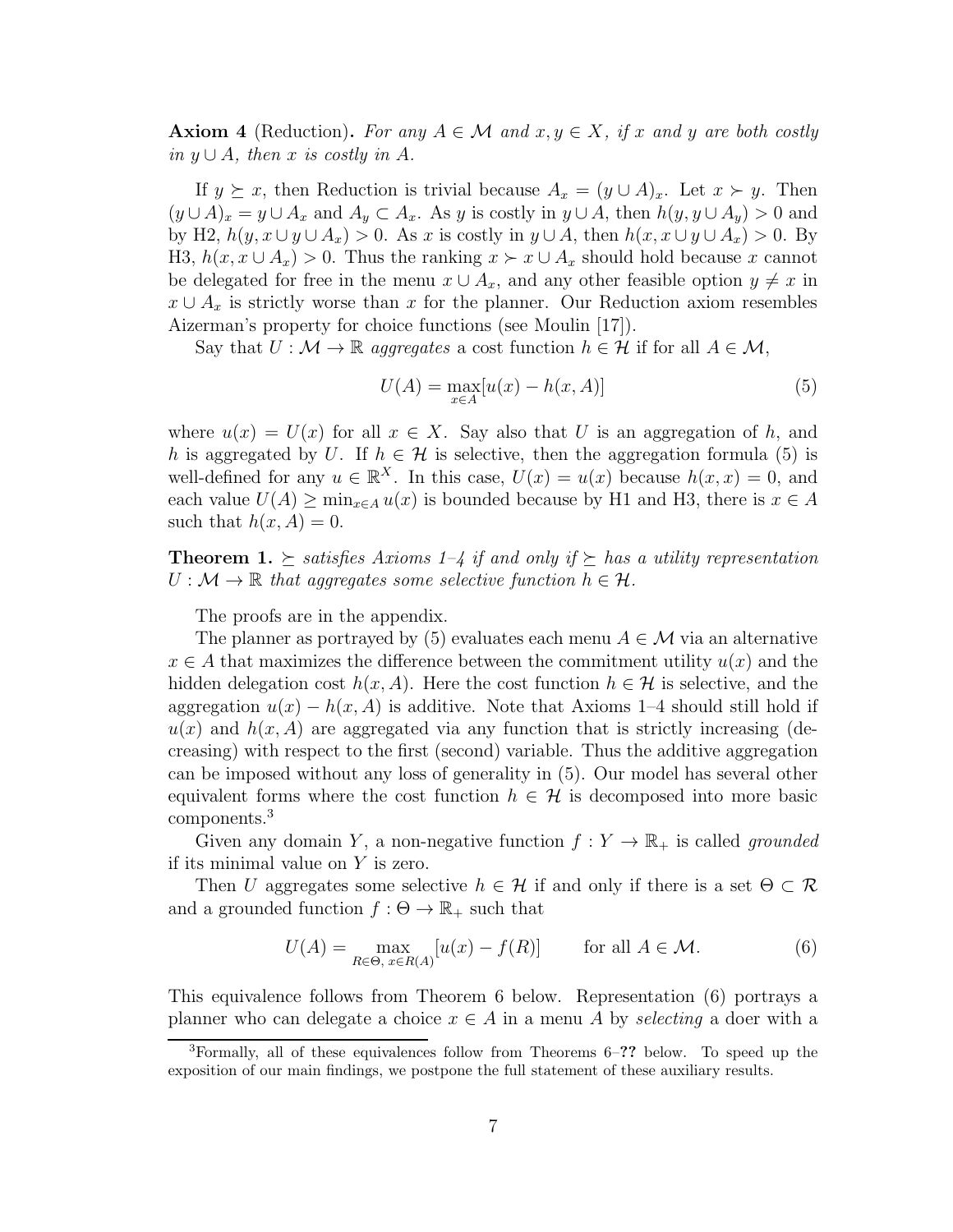**Axiom 4** (Reduction)**.** *For any $A \in \mathcal{M}$ and $x, y \in X$, if $x$ and $y$ are both costly in $y \cup A$, then $x$ is costly in $A$.*

If $y \succeq x$, then Reduction is trivial because $A_x = (y \cup A)_x$. Let $x \succ y$. Then $(y \cup A)_x = y \cup A_x$ and $A_y \subset A_x$. As $y$ is costly in $y \cup A$, then $h(y, y \cup A_y) > 0$ and by H2, $h(y, x \cup y \cup A_x) > 0$. As $x$ is costly in $y \cup A$, then $h(x, x \cup y \cup A_x) > 0$. By H3, $h(x, x \cup A_x) > 0$. Thus the ranking $x \succ x \cup A_x$ should hold because $x$ cannot be delegated for free in the menu $x \cup A_x$, and any other feasible option $y \neq x$ in $x \cup A_x$ is strictly worse than $x$ for the planner. Our Reduction axiom resembles Aizerman's property for choice functions (see Moulin [17]).

Say that $U : \mathcal{M} \to \mathbb{R}$ *aggregates* a cost function $h \in \mathcal{H}$ if for all $A \in \mathcal{M}$,

$$U(A) = \max_{x \in A}[u(x) - h(x, A)] \tag{5}$$

where $u(x) = U(x)$ for all $x \in X$. Say also that $U$ is an aggregation of $h$, and $h$ is aggregated by $U$. If $h \in \mathcal{H}$ is selective, then the aggregation formula (5) is well-defined for any $u \in \mathbb{R}^X$. In this case, $U(x) = u(x)$ because $h(x, x) = 0$, and each value $U(A) \geq \min_{x \in A} u(x)$ is bounded because by H1 and H3, there is $x \in A$ such that $h(x, A) = 0$.

**Theorem 1.** *$\succeq$ satisfies Axioms 1–4 if and only if $\succeq$ has a utility representation $U : \mathcal{M} \to \mathbb{R}$ that aggregates some selective function $h \in \mathcal{H}$.*

The proofs are in the appendix.

The planner as portrayed by (5) evaluates each menu $A \in \mathcal{M}$ via an alternative $x \in A$ that maximizes the difference between the commitment utility $u(x)$ and the hidden delegation cost $h(x, A)$. Here the cost function $h \in \mathcal{H}$ is selective, and the aggregation $u(x) - h(x, A)$ is additive. Note that Axioms 1–4 should still hold if $u(x)$ and $h(x, A)$ are aggregated via any function that is strictly increasing (decreasing) with respect to the first (second) variable. Thus the additive aggregation can be imposed without any loss of generality in (5). Our model has several other equivalent forms where the cost function $h \in \mathcal{H}$ is decomposed into more basic components.[3]

Given any domain $Y$, a non-negative function $f : Y \to \mathbb{R}_+$ is called *grounded* if its minimal value on $Y$ is zero.

Then $U$ aggregates some selective $h \in \mathcal{H}$ if and only if there is a set $\Theta \subset \mathcal{R}$ and a grounded function $f : \Theta \to \mathbb{R}_+$ such that

$$U(A) = \max_{R \in \Theta,\, x \in R(A)}[u(x) - f(R)] \qquad \text{for all } A \in \mathcal{M}. \tag{6}$$

This equivalence follows from Theorem 6 below. Representation (6) portrays a planner who can delegate a choice $x \in A$ in a menu $A$ by *selecting* a doer with a

[3]Formally, all of these equivalences follow from Theorems 6–**??** below. To speed up the exposition of our main findings, we postpone the full statement of these auxiliary results.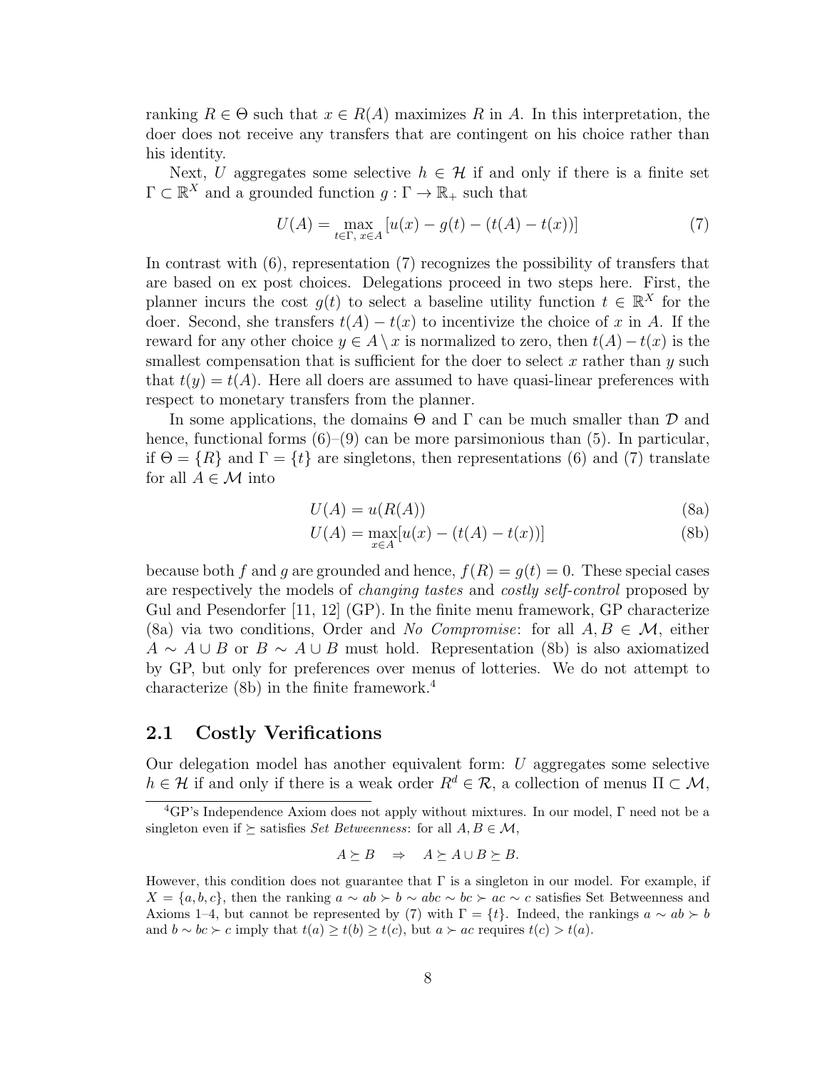ranking $R \in \Theta$ such that $x \in R(A)$ maximizes $R$ in $A$. In this interpretation, the doer does not receive any transfers that are contingent on his choice rather than his identity.

Next, $U$ aggregates some selective $h \in \mathcal{H}$ if and only if there is a finite set $\Gamma \subset \mathbb{R}^X$ and a grounded function $g : \Gamma \to \mathbb{R}_+$ such that

$$U(A) = \max_{t \in \Gamma,\, x \in A} \left[u(x) - g(t) - (t(A) - t(x))\right] \tag{7}$$

In contrast with (6), representation (7) recognizes the possibility of transfers that are based on ex post choices. Delegations proceed in two steps here. First, the planner incurs the cost $g(t)$ to select a baseline utility function $t \in \mathbb{R}^X$ for the doer. Second, she transfers $t(A) - t(x)$ to incentivize the choice of $x$ in $A$. If the reward for any other choice $y \in A \setminus x$ is normalized to zero, then $t(A) - t(x)$ is the smallest compensation that is sufficient for the doer to select $x$ rather than $y$ such that $t(y) = t(A)$. Here all doers are assumed to have quasi-linear preferences with respect to monetary transfers from the planner.

In some applications, the domains $\Theta$ and $\Gamma$ can be much smaller than $\mathcal{D}$ and hence, functional forms (6)–(9) can be more parsimonious than (5). In particular, if $\Theta = \{R\}$ and $\Gamma = \{t\}$ are singletons, then representations (6) and (7) translate for all $A \in \mathcal{M}$ into

$$U(A) = u(R(A)) \tag{8a}$$

$$U(A) = \max_{x \in A}[u(x) - (t(A) - t(x))] \tag{8b}$$

because both $f$ and $g$ are grounded and hence, $f(R) = g(t) = 0$. These special cases are respectively the models of *changing tastes* and *costly self-control* proposed by Gul and Pesendorfer [11, 12] (GP). In the finite menu framework, GP characterize (8a) via two conditions, Order and *No Compromise*: for all $A, B \in \mathcal{M}$, either $A \sim A \cup B$ or $B \sim A \cup B$ must hold. Representation (8b) is also axiomatized by GP, but only for preferences over menus of lotteries. We do not attempt to characterize (8b) in the finite framework.[4]

## 2.1 Costly Verifications

Our delegation model has another equivalent form: $U$ aggregates some selective $h \in \mathcal{H}$ if and only if there is a weak order $R^d \in \mathcal{R}$, a collection of menus $\Pi \subset \mathcal{M}$,

---

[4] GP's Independence Axiom does not apply without mixtures. In our model, $\Gamma$ need not be a singleton even if $\succeq$ satisfies *Set Betweenness*: for all $A, B \in \mathcal{M}$,

$$A \succeq B \quad \Rightarrow \quad A \succeq A \cup B \succeq B.$$

However, this condition does not guarantee that $\Gamma$ is a singleton in our model. For example, if $X = \{a, b, c\}$, then the ranking $a \sim ab \succ b \sim abc \sim bc \succ ac \sim c$ satisfies Set Betweenness and Axioms 1–4, but cannot be represented by (7) with $\Gamma = \{t\}$. Indeed, the rankings $a \sim ab \succ b$ and $b \sim bc \succ c$ imply that $t(a) \geq t(b) \geq t(c)$, but $a \succ ac$ requires $t(c) > t(a)$.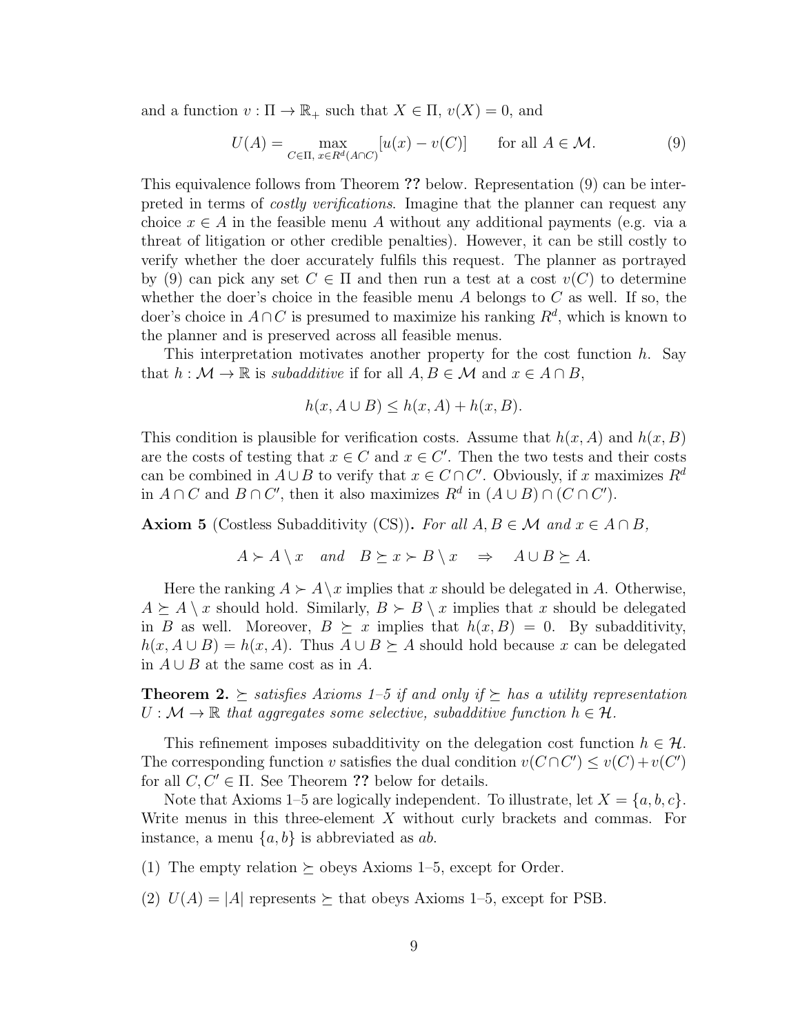and a function $v : \Pi \to \mathbb{R}_+$ such that $X \in \Pi$, $v(X) = 0$, and

$$U(A) = \max_{C \in \Pi,\ x \in R^d(A \cap C)} [u(x) - v(C)] \qquad \text{for all } A \in \mathcal{M}. \tag{9}$$

This equivalence follows from Theorem **??** below. Representation (9) can be interpreted in terms of *costly verifications*. Imagine that the planner can request any choice $x \in A$ in the feasible menu $A$ without any additional payments (e.g. via a threat of litigation or other credible penalties). However, it can be still costly to verify whether the doer accurately fulfils this request. The planner as portrayed by (9) can pick any set $C \in \Pi$ and then run a test at a cost $v(C)$ to determine whether the doer's choice in the feasible menu $A$ belongs to $C$ as well. If so, the doer's choice in $A \cap C$ is presumed to maximize his ranking $R^d$, which is known to the planner and is preserved across all feasible menus.

This interpretation motivates another property for the cost function $h$. Say that $h : \mathcal{M} \to \mathbb{R}$ is *subadditive* if for all $A, B \in \mathcal{M}$ and $x \in A \cap B$,

$$h(x, A \cup B) \leq h(x, A) + h(x, B).$$

This condition is plausible for verification costs. Assume that $h(x, A)$ and $h(x, B)$ are the costs of testing that $x \in C$ and $x \in C'$. Then the two tests and their costs can be combined in $A \cup B$ to verify that $x \in C \cap C'$. Obviously, if $x$ maximizes $R^d$ in $A \cap C$ and $B \cap C'$, then it also maximizes $R^d$ in $(A \cup B) \cap (C \cap C')$.

**Axiom 5** (Costless Subadditivity (CS))**.** *For all $A, B \in \mathcal{M}$ and $x \in A \cap B$,*

$$A \succ A \setminus x \quad \text{and} \quad B \succeq x \succ B \setminus x \quad \Rightarrow \quad A \cup B \succeq A.$$

Here the ranking $A \succ A \setminus x$ implies that $x$ should be delegated in $A$. Otherwise, $A \succeq A \setminus x$ should hold. Similarly, $B \succ B \setminus x$ implies that $x$ should be delegated in $B$ as well. Moreover, $B \succeq x$ implies that $h(x, B) = 0$. By subadditivity, $h(x, A \cup B) = h(x, A)$. Thus $A \cup B \succeq A$ should hold because $x$ can be delegated in $A \cup B$ at the same cost as in $A$.

**Theorem 2.** *$\succeq$ satisfies Axioms 1–5 if and only if $\succeq$ has a utility representation $U : \mathcal{M} \to \mathbb{R}$ that aggregates some selective, subadditive function $h \in \mathcal{H}$.*

This refinement imposes subadditivity on the delegation cost function $h \in \mathcal{H}$. The corresponding function $v$ satisfies the dual condition $v(C \cap C') \leq v(C) + v(C')$ for all $C, C' \in \Pi$. See Theorem **??** below for details.

Note that Axioms 1–5 are logically independent. To illustrate, let $X = \{a, b, c\}$. Write menus in this three-element $X$ without curly brackets and commas. For instance, a menu $\{a, b\}$ is abbreviated as $ab$.

(1) The empty relation $\succeq$ obeys Axioms 1–5, except for Order.

(2) $U(A) = |A|$ represents $\succeq$ that obeys Axioms 1–5, except for PSB.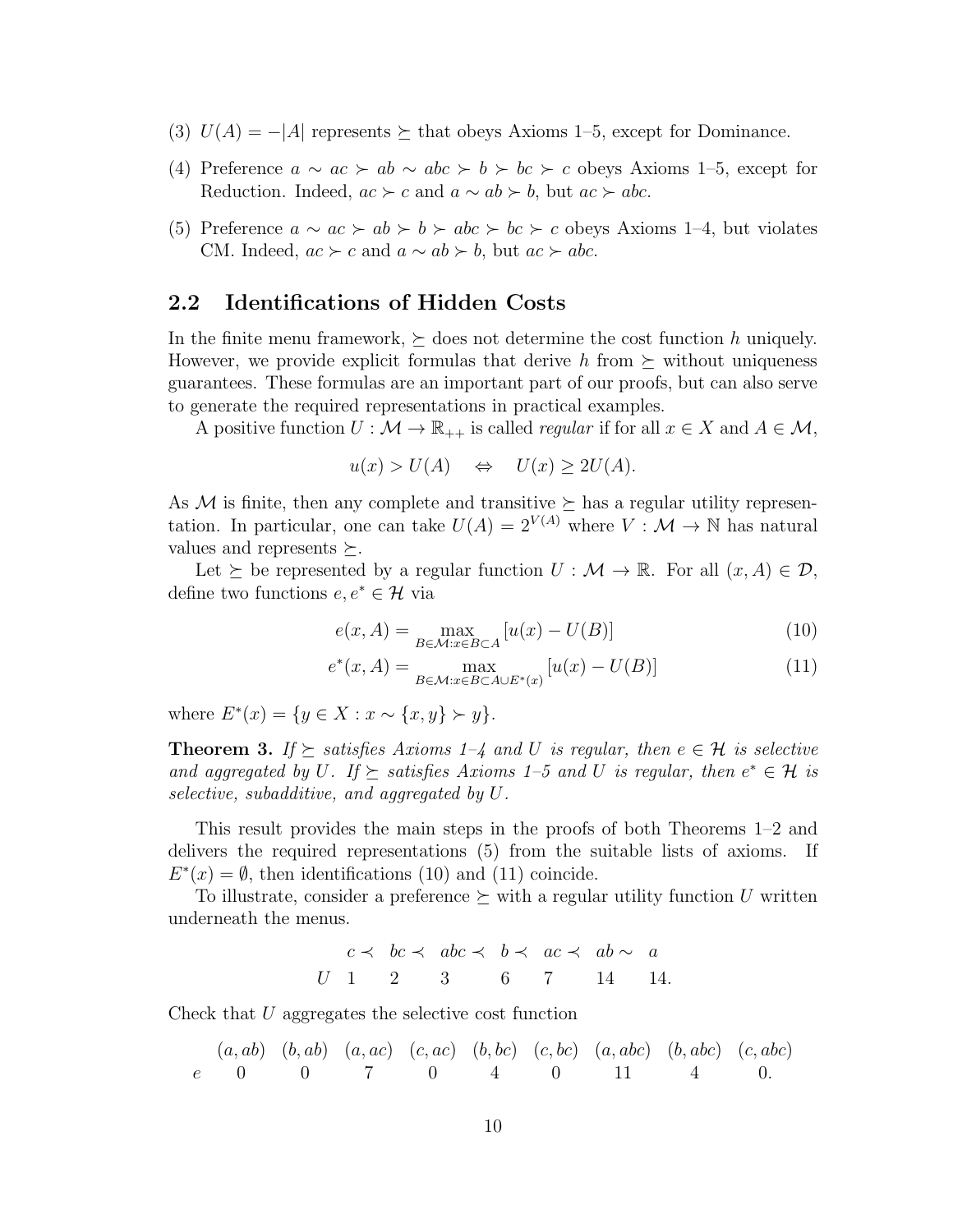(3) $U(A) = -|A|$ represents $\succeq$ that obeys Axioms 1–5, except for Dominance.

(4) Preference $a \sim ac \succ ab \sim abc \succ b \succ bc \succ c$ obeys Axioms 1–5, except for Reduction. Indeed, $ac \succ c$ and $a \sim ab \succ b$, but $ac \succ abc$.

(5) Preference $a \sim ac \succ ab \succ b \succ abc \succ bc \succ c$ obeys Axioms 1–4, but violates CM. Indeed, $ac \succ c$ and $a \sim ab \succ b$, but $ac \succ abc$.

## 2.2 Identifications of Hidden Costs

In the finite menu framework, $\succeq$ does not determine the cost function $h$ uniquely. However, we provide explicit formulas that derive $h$ from $\succeq$ without uniqueness guarantees. These formulas are an important part of our proofs, but can also serve to generate the required representations in practical examples.

A positive function $U : \mathcal{M} \to \mathbb{R}_{++}$ is called *regular* if for all $x \in X$ and $A \in \mathcal{M}$,

$$u(x) > U(A) \quad \Leftrightarrow \quad U(x) \geq 2U(A).$$

As $\mathcal{M}$ is finite, then any complete and transitive $\succeq$ has a regular utility representation. In particular, one can take $U(A) = 2^{V(A)}$ where $V : \mathcal{M} \to \mathbb{N}$ has natural values and represents $\succeq$.

Let $\succeq$ be represented by a regular function $U : \mathcal{M} \to \mathbb{R}$. For all $(x, A) \in \mathcal{D}$, define two functions $e, e^* \in \mathcal{H}$ via

$$e(x, A) = \max_{B \in \mathcal{M}: x \in B \subset A} [u(x) - U(B)] \tag{10}$$

$$e^*(x, A) = \max_{B \in \mathcal{M}: x \in B \subset A \cup E^*(x)} [u(x) - U(B)] \tag{11}$$

where $E^*(x) = \{y \in X : x \sim \{x, y\} \succ y\}$.

**Theorem 3.** *If $\succeq$ satisfies Axioms 1–4 and $U$ is regular, then $e \in \mathcal{H}$ is selective and aggregated by $U$. If $\succeq$ satisfies Axioms 1–5 and $U$ is regular, then $e^* \in \mathcal{H}$ is selective, subadditive, and aggregated by $U$.*

This result provides the main steps in the proofs of both Theorems 1–2 and delivers the required representations (5) from the suitable lists of axioms. If $E^*(x) = \emptyset$, then identifications (10) and (11) coincide.

To illustrate, consider a preference $\succeq$ with a regular utility function $U$ written underneath the menus.

|  | $c \prec$ | $bc \prec$ | $abc \prec$ | $b \prec$ | $ac \prec$ | $ab \sim$ | $a$ |
|---|---|---|---|---|---|---|---|
| $U$ | 1 | 2 | 3 | 6 | 7 | 14 | 14. |

Check that $U$ aggregates the selective cost function

|  | $(a, ab)$ | $(b, ab)$ | $(a, ac)$ | $(c, ac)$ | $(b, bc)$ | $(c, bc)$ | $(a, abc)$ | $(b, abc)$ | $(c, abc)$ |
|---|---|---|---|---|---|---|---|---|---|
| $e$ | 0 | 0 | 7 | 0 | 4 | 0 | 11 | 4 | 0. |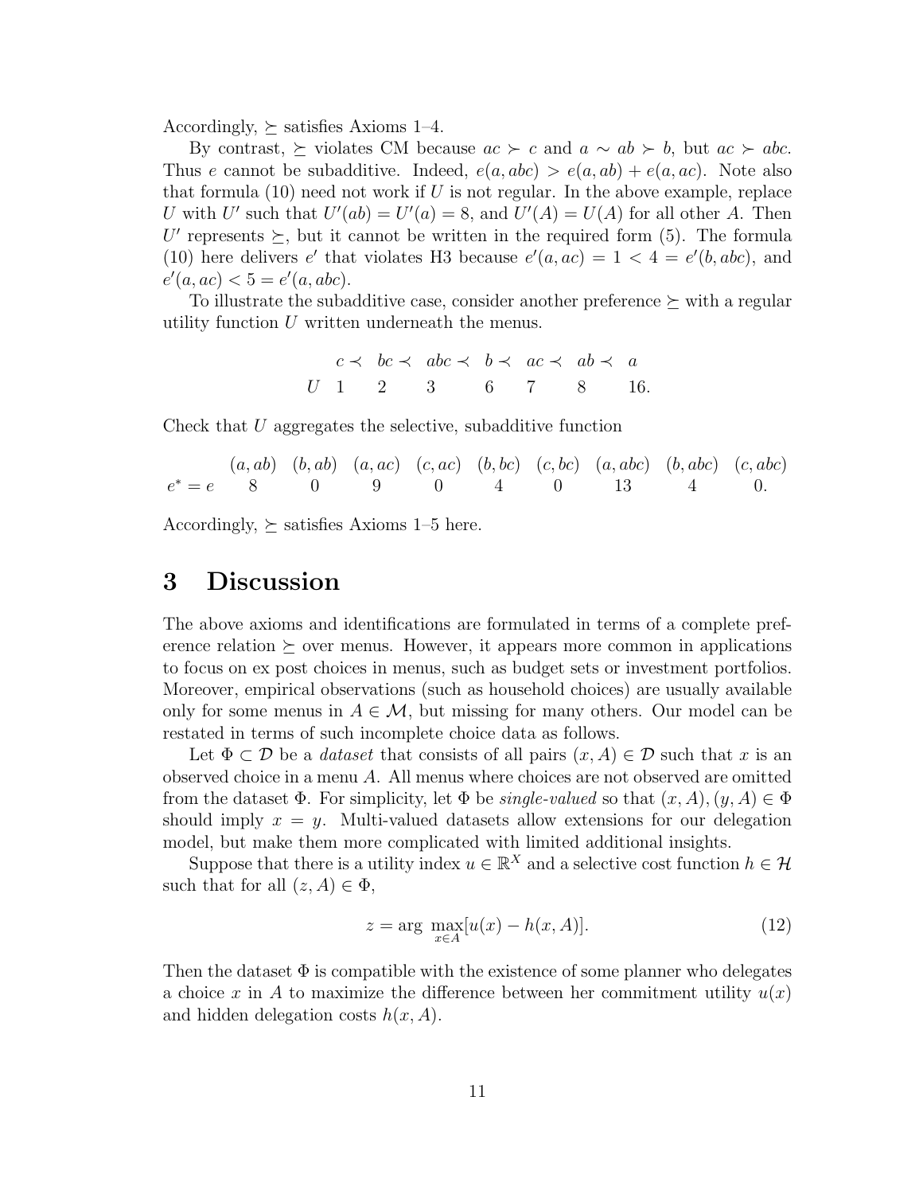Accordingly, $\succsim$ satisfies Axioms 1–4.

By contrast, $\succsim$ violates CM because $ac \succ c$ and $a \sim ab \succ b$, but $ac \succ abc$. Thus $e$ cannot be subadditive. Indeed, $e(a, abc) > e(a, ab) + e(a, ac)$. Note also that formula (10) need not work if $U$ is not regular. In the above example, replace $U$ with $U'$ such that $U'(ab) = U'(a) = 8$, and $U'(A) = U(A)$ for all other $A$. Then $U'$ represents $\succsim$, but it cannot be written in the required form (5). The formula (10) here delivers $e'$ that violates H3 because $e'(a, ac) = 1 < 4 = e'(b, abc)$, and $e'(a, ac) < 5 = e'(a, abc)$.

To illustrate the subadditive case, consider another preference $\succsim$ with a regular utility function $U$ written underneath the menus.

$$
\begin{array}{lccccccc}
 & c \prec & bc \prec & abc \prec & b \prec & ac \prec & ab \prec & a \\
U & 1 & 2 & 3 & 6 & 7 & 8 & 16.
\end{array}
$$

Check that $U$ aggregates the selective, subadditive function

$$
\begin{array}{lccccccccc}
 & (a, ab) & (b, ab) & (a, ac) & (c, ac) & (b, bc) & (c, bc) & (a, abc) & (b, abc) & (c, abc) \\
e^* = e & 8 & 0 & 9 & 0 & 4 & 0 & 13 & 4 & 0.
\end{array}
$$

Accordingly, $\succsim$ satisfies Axioms 1–5 here.

# 3 Discussion

The above axioms and identifications are formulated in terms of a complete preference relation $\succsim$ over menus. However, it appears more common in applications to focus on ex post choices in menus, such as budget sets or investment portfolios. Moreover, empirical observations (such as household choices) are usually available only for some menus in $A \in \mathcal{M}$, but missing for many others. Our model can be restated in terms of such incomplete choice data as follows.

Let $\Phi \subset \mathcal{D}$ be a *dataset* that consists of all pairs $(x, A) \in \mathcal{D}$ such that $x$ is an observed choice in a menu $A$. All menus where choices are not observed are omitted from the dataset $\Phi$. For simplicity, let $\Phi$ be *single-valued* so that $(x, A), (y, A) \in \Phi$ should imply $x = y$. Multi-valued datasets allow extensions for our delegation model, but make them more complicated with limited additional insights.

Suppose that there is a utility index $u \in \mathbb{R}^X$ and a selective cost function $h \in \mathcal{H}$ such that for all $(z, A) \in \Phi$,

$$
z = \arg\max_{x \in A}[u(x) - h(x, A)]. \tag{12}
$$

Then the dataset $\Phi$ is compatible with the existence of some planner who delegates a choice $x$ in $A$ to maximize the difference between her commitment utility $u(x)$ and hidden delegation costs $h(x, A)$.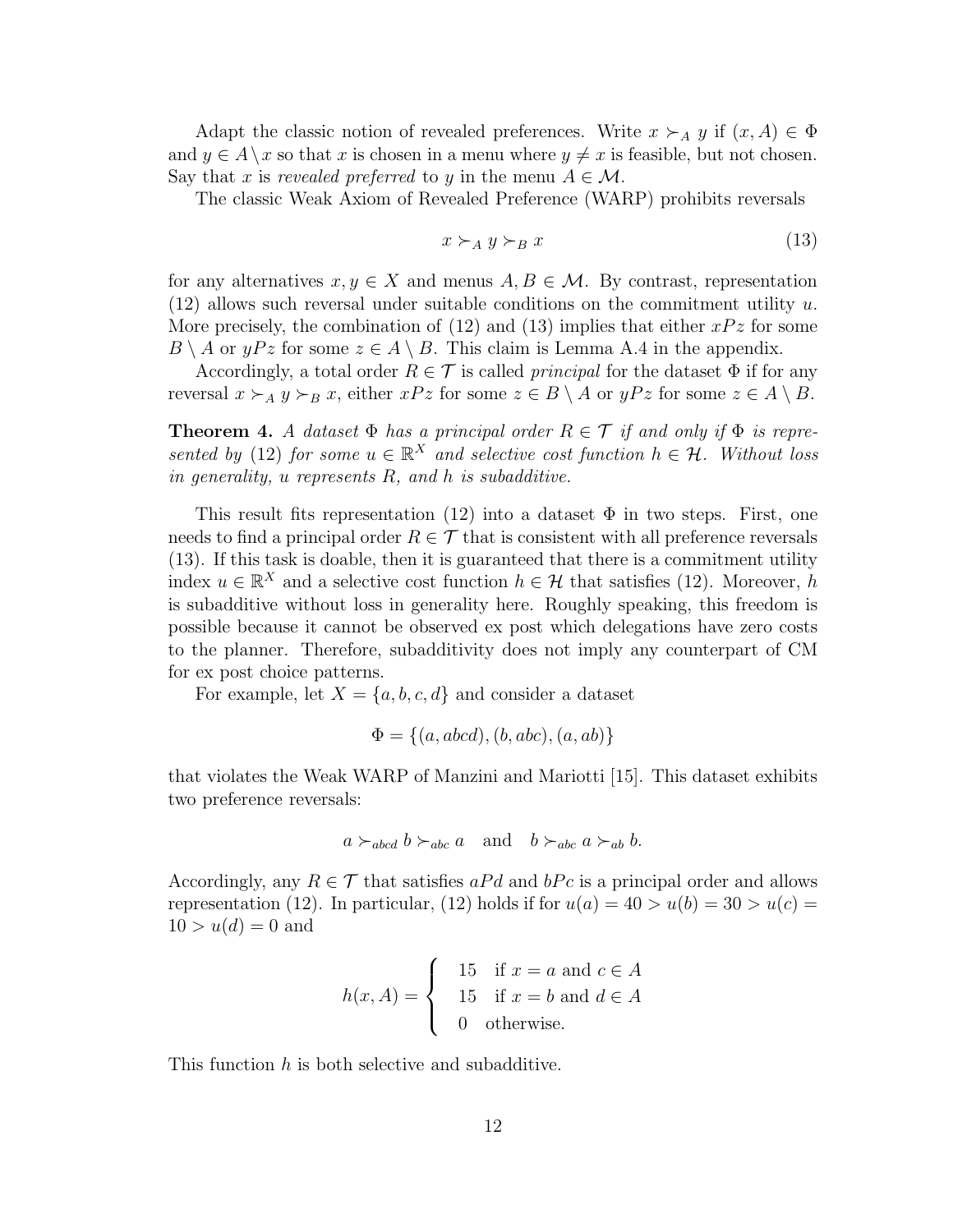Adapt the classic notion of revealed preferences. Write $x \succ_A y$ if $(x, A) \in \Phi$ and $y \in A \setminus x$ so that $x$ is chosen in a menu where $y \neq x$ is feasible, but not chosen. Say that $x$ is *revealed preferred* to $y$ in the menu $A \in \mathcal{M}$.

The classic Weak Axiom of Revealed Preference (WARP) prohibits reversals

$$x \succ_A y \succ_B x \tag{13}$$

for any alternatives $x, y \in X$ and menus $A, B \in \mathcal{M}$. By contrast, representation (12) allows such reversal under suitable conditions on the commitment utility $u$. More precisely, the combination of (12) and (13) implies that either $xPz$ for some $B \setminus A$ or $yPz$ for some $z \in A \setminus B$. This claim is Lemma A.4 in the appendix.

Accordingly, a total order $R \in \mathcal{T}$ is called *principal* for the dataset $\Phi$ if for any reversal $x \succ_A y \succ_B x$, either $xPz$ for some $z \in B \setminus A$ or $yPz$ for some $z \in A \setminus B$.

**Theorem 4.** *A dataset $\Phi$ has a principal order $R \in \mathcal{T}$ if and only if $\Phi$ is represented by* (12) *for some $u \in \mathbb{R}^X$ and selective cost function $h \in \mathcal{H}$. Without loss in generality, $u$ represents $R$, and $h$ is subadditive.*

This result fits representation (12) into a dataset $\Phi$ in two steps. First, one needs to find a principal order $R \in \mathcal{T}$ that is consistent with all preference reversals (13). If this task is doable, then it is guaranteed that there is a commitment utility index $u \in \mathbb{R}^X$ and a selective cost function $h \in \mathcal{H}$ that satisfies (12). Moreover, $h$ is subadditive without loss in generality here. Roughly speaking, this freedom is possible because it cannot be observed ex post which delegations have zero costs to the planner. Therefore, subadditivity does not imply any counterpart of CM for ex post choice patterns.

For example, let $X = \{a, b, c, d\}$ and consider a dataset

$$\Phi = \{(a, abcd), (b, abc), (a, ab)\}$$

that violates the Weak WARP of Manzini and Mariotti [15]. This dataset exhibits two preference reversals:

$$a \succ_{abcd} b \succ_{abc} a \quad \text{and} \quad b \succ_{abc} a \succ_{ab} b.$$

Accordingly, any $R \in \mathcal{T}$ that satisfies $aPd$ and $bPc$ is a principal order and allows representation (12). In particular, (12) holds if for $u(a) = 40 > u(b) = 30 > u(c) = 10 > u(d) = 0$ and

$$h(x, A) = \begin{cases} 15 & \text{if } x = a \text{ and } c \in A \\ 15 & \text{if } x = b \text{ and } d \in A \\ 0 & \text{otherwise.} \end{cases}$$

This function $h$ is both selective and subadditive.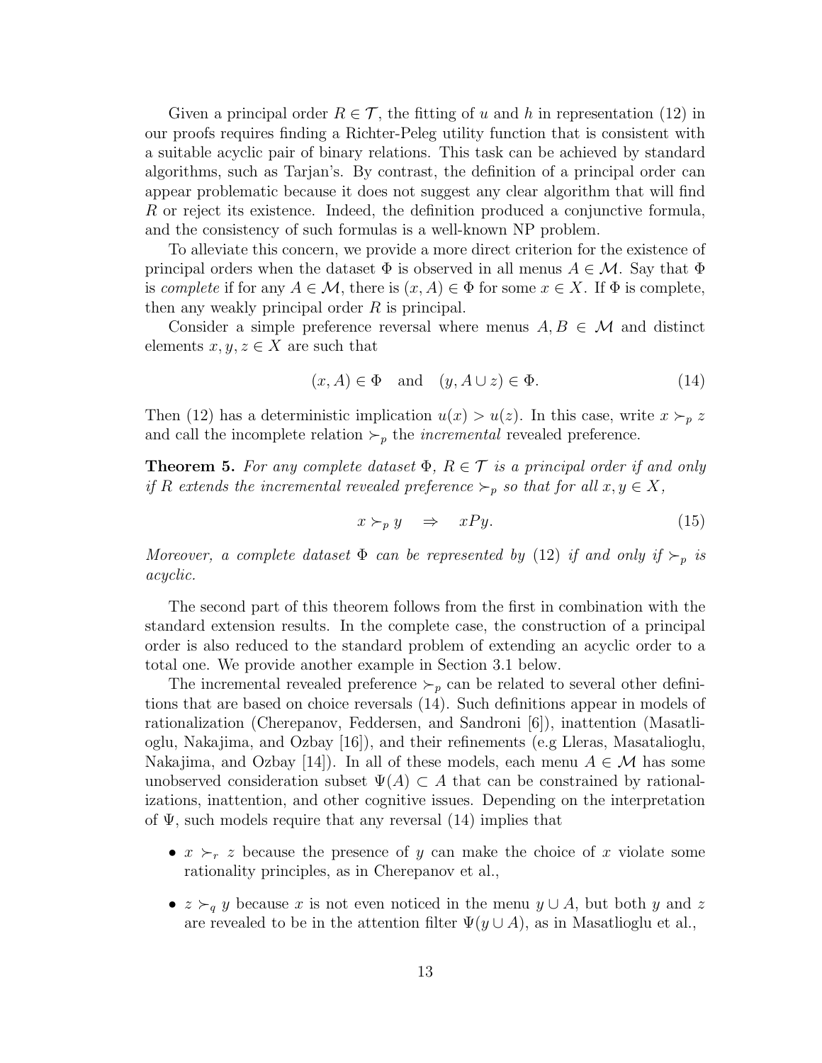Given a principal order $R \in \mathcal{T}$, the fitting of $u$ and $h$ in representation (12) in our proofs requires finding a Richter-Peleg utility function that is consistent with a suitable acyclic pair of binary relations. This task can be achieved by standard algorithms, such as Tarjan's. By contrast, the definition of a principal order can appear problematic because it does not suggest any clear algorithm that will find $R$ or reject its existence. Indeed, the definition produced a conjunctive formula, and the consistency of such formulas is a well-known NP problem.

To alleviate this concern, we provide a more direct criterion for the existence of principal orders when the dataset $\Phi$ is observed in all menus $A \in \mathcal{M}$. Say that $\Phi$ is *complete* if for any $A \in \mathcal{M}$, there is $(x, A) \in \Phi$ for some $x \in X$. If $\Phi$ is complete, then any weakly principal order $R$ is principal.

Consider a simple preference reversal where menus $A, B \in \mathcal{M}$ and distinct elements $x, y, z \in X$ are such that

$$(x, A) \in \Phi \quad \text{and} \quad (y, A \cup z) \in \Phi. \tag{14}$$

Then (12) has a deterministic implication $u(x) > u(z)$. In this case, write $x \succ_p z$ and call the incomplete relation $\succ_p$ the *incremental* revealed preference.

**Theorem 5.** *For any complete dataset $\Phi$, $R \in \mathcal{T}$ is a principal order if and only if $R$ extends the incremental revealed preference $\succ_p$ so that for all $x, y \in X$,*

$$x \succ_p y \quad \Rightarrow \quad xPy. \tag{15}$$

*Moreover, a complete dataset $\Phi$ can be represented by (12) if and only if $\succ_p$ is acyclic.*

The second part of this theorem follows from the first in combination with the standard extension results. In the complete case, the construction of a principal order is also reduced to the standard problem of extending an acyclic order to a total one. We provide another example in Section 3.1 below.

The incremental revealed preference $\succ_p$ can be related to several other definitions that are based on choice reversals (14). Such definitions appear in models of rationalization (Cherepanov, Feddersen, and Sandroni [6]), inattention (Masatlioglu, Nakajima, and Ozbay [16]), and their refinements (e.g Lleras, Masatalioglu, Nakajima, and Ozbay [14]). In all of these models, each menu $A \in \mathcal{M}$ has some unobserved consideration subset $\Psi(A) \subset A$ that can be constrained by rationalizations, inattention, and other cognitive issues. Depending on the interpretation of $\Psi$, such models require that any reversal (14) implies that

- $x \succ_r z$ because the presence of $y$ can make the choice of $x$ violate some rationality principles, as in Cherepanov et al.,
- $z \succ_q y$ because $x$ is not even noticed in the menu $y \cup A$, but both $y$ and $z$ are revealed to be in the attention filter $\Psi(y \cup A)$, as in Masatlioglu et al.,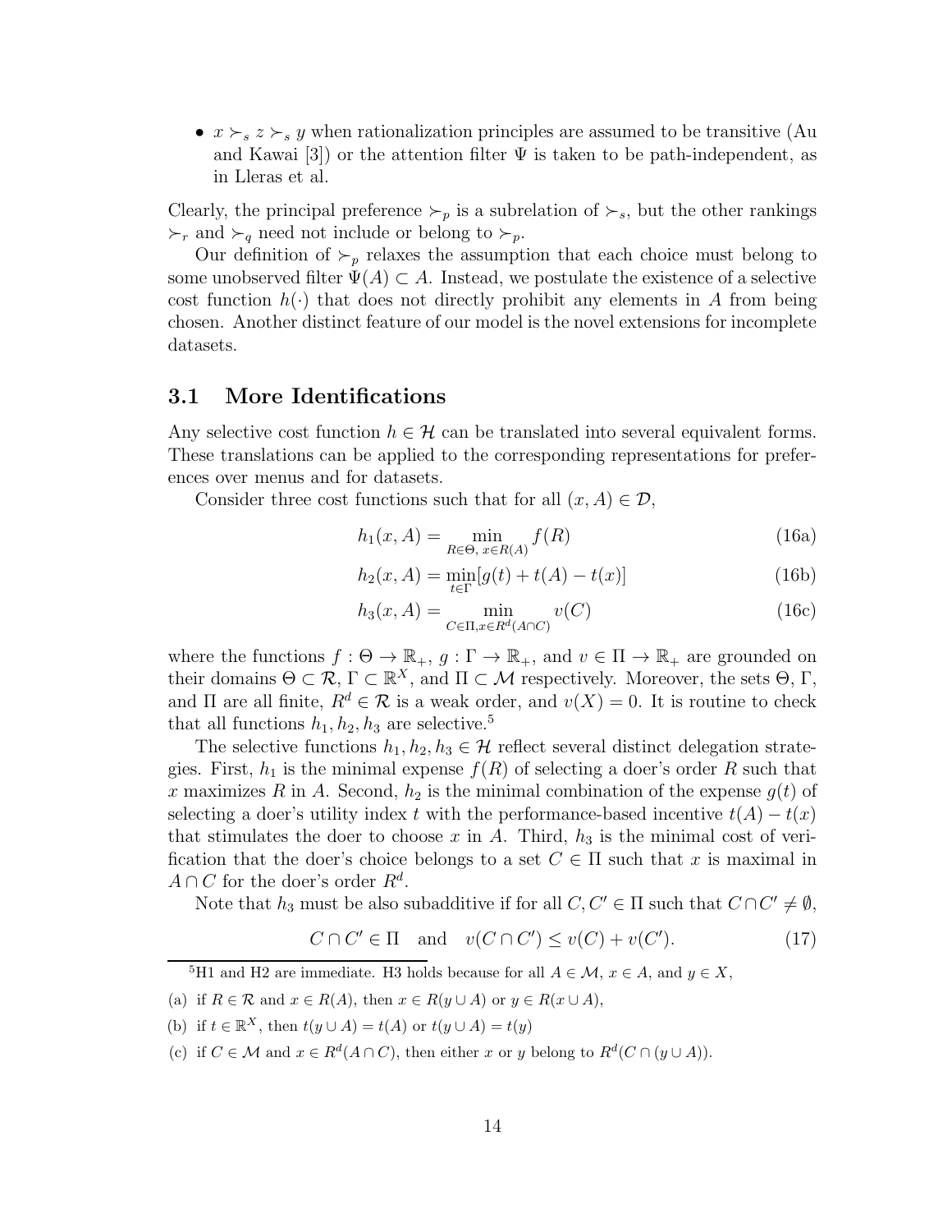- $x \succ_s z \succ_s y$ when rationalization principles are assumed to be transitive (Au and Kawai [3]) or the attention filter $\Psi$ is taken to be path-independent, as in Lleras et al.

Clearly, the principal preference $\succ_p$ is a subrelation of $\succ_s$, but the other rankings $\succ_r$ and $\succ_q$ need not include or belong to $\succ_p$.

Our definition of $\succ_p$ relaxes the assumption that each choice must belong to some unobserved filter $\Psi(A) \subset A$. Instead, we postulate the existence of a selective cost function $h(\cdot)$ that does not directly prohibit any elements in $A$ from being chosen. Another distinct feature of our model is the novel extensions for incomplete datasets.

## 3.1 More Identifications

Any selective cost function $h \in \mathcal{H}$ can be translated into several equivalent forms. These translations can be applied to the corresponding representations for preferences over menus and for datasets.

Consider three cost functions such that for all $(x, A) \in \mathcal{D}$,

$$h_1(x, A) = \min_{R \in \Theta,\, x \in R(A)} f(R) \tag{16a}$$

$$h_2(x, A) = \min_{t \in \Gamma} [g(t) + t(A) - t(x)] \tag{16b}$$

$$h_3(x, A) = \min_{C \in \Pi, x \in R^d(A \cap C)} v(C) \tag{16c}$$

where the functions $f : \Theta \to \mathbb{R}_+$, $g : \Gamma \to \mathbb{R}_+$, and $v \in \Pi \to \mathbb{R}_+$ are grounded on their domains $\Theta \subset \mathcal{R}$, $\Gamma \subset \mathbb{R}^X$, and $\Pi \subset \mathcal{M}$ respectively. Moreover, the sets $\Theta$, $\Gamma$, and $\Pi$ are all finite, $R^d \in \mathcal{R}$ is a weak order, and $v(X) = 0$. It is routine to check that all functions $h_1, h_2, h_3$ are selective.[5]

The selective functions $h_1, h_2, h_3 \in \mathcal{H}$ reflect several distinct delegation strategies. First, $h_1$ is the minimal expense $f(R)$ of selecting a doer's order $R$ such that $x$ maximizes $R$ in $A$. Second, $h_2$ is the minimal combination of the expense $g(t)$ of selecting a doer's utility index $t$ with the performance-based incentive $t(A) - t(x)$ that stimulates the doer to choose $x$ in $A$. Third, $h_3$ is the minimal cost of verification that the doer's choice belongs to a set $C \in \Pi$ such that $x$ is maximal in $A \cap C$ for the doer's order $R^d$.

Note that $h_3$ must be also subadditive if for all $C, C' \in \Pi$ such that $C \cap C' \neq \emptyset$,

$$C \cap C' \in \Pi \quad \text{and} \quad v(C \cap C') \leq v(C) + v(C'). \tag{17}$$

[5] H1 and H2 are immediate. H3 holds because for all $A \in \mathcal{M}$, $x \in A$, and $y \in X$,

(a) if $R \in \mathcal{R}$ and $x \in R(A)$, then $x \in R(y \cup A)$ or $y \in R(x \cup A)$,

(b) if $t \in \mathbb{R}^X$, then $t(y \cup A) = t(A)$ or $t(y \cup A) = t(y)$

(c) if $C \in \mathcal{M}$ and $x \in R^d(A \cap C)$, then either $x$ or $y$ belong to $R^d(C \cap (y \cup A))$.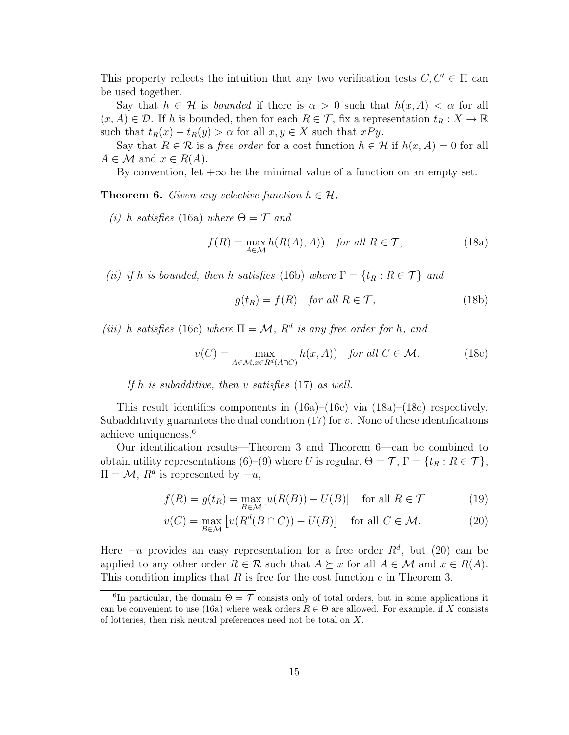This property reflects the intuition that any two verification tests $C, C' \in \Pi$ can be used together.

Say that $h \in \mathcal{H}$ is *bounded* if there is $\alpha > 0$ such that $h(x, A) < \alpha$ for all $(x, A) \in \mathcal{D}$. If $h$ is bounded, then for each $R \in \mathcal{T}$, fix a representation $t_R : X \to \mathbb{R}$ such that $t_R(x) - t_R(y) > \alpha$ for all $x, y \in X$ such that $xPy$.

Say that $R \in \mathcal{R}$ is a *free order* for a cost function $h \in \mathcal{H}$ if $h(x, A) = 0$ for all $A \in \mathcal{M}$ and $x \in R(A)$.

By convention, let $+\infty$ be the minimal value of a function on an empty set.

**Theorem 6.** *Given any selective function $h \in \mathcal{H}$,*

*(i) $h$ satisfies* (16a) *where $\Theta = \mathcal{T}$ and*

$$f(R) = \max_{A \in \mathcal{M}} h(R(A), A)) \quad \text{for all } R \in \mathcal{T}, \tag{18a}$$

*(ii) if $h$ is bounded, then $h$ satisfies* (16b) *where $\Gamma = \{t_R : R \in \mathcal{T}\}$ and*

$$g(t_R) = f(R) \quad \text{for all } R \in \mathcal{T}, \tag{18b}$$

*(iii) $h$ satisfies* (16c) *where $\Pi = \mathcal{M}$, $R^d$ is any free order for $h$, and*

$$v(C) = \max_{A \in \mathcal{M}, x \in R^d(A \cap C)} h(x, A)) \quad \text{for all } C \in \mathcal{M}. \tag{18c}$$

*If $h$ is subadditive, then $v$ satisfies* (17) *as well.*

This result identifies components in (16a)–(16c) via (18a)–(18c) respectively. Subadditivity guarantees the dual condition (17) for $v$. None of these identifications achieve uniqueness.[6]

Our identification results—Theorem 3 and Theorem 6—can be combined to obtain utility representations (6)–(9) where $U$ is regular, $\Theta = \mathcal{T}$, $\Gamma = \{t_R : R \in \mathcal{T}\}$, $\Pi = \mathcal{M}$, $R^d$ is represented by $-u$,

$$f(R) = g(t_R) = \max_{B \in \mathcal{M}} [u(R(B)) - U(B)] \quad \text{for all } R \in \mathcal{T} \tag{19}$$

$$v(C) = \max_{B \in \mathcal{M}} \left[u(R^d(B \cap C)) - U(B)\right] \quad \text{for all } C \in \mathcal{M}. \tag{20}$$

Here $-u$ provides an easy representation for a free order $R^d$, but (20) can be applied to any other order $R \in \mathcal{R}$ such that $A \succeq x$ for all $A \in \mathcal{M}$ and $x \in R(A)$. This condition implies that $R$ is free for the cost function $e$ in Theorem 3.

[6] In particular, the domain $\Theta = \mathcal{T}$ consists only of total orders, but in some applications it can be convenient to use (16a) where weak orders $R \in \Theta$ are allowed. For example, if $X$ consists of lotteries, then risk neutral preferences need not be total on $X$.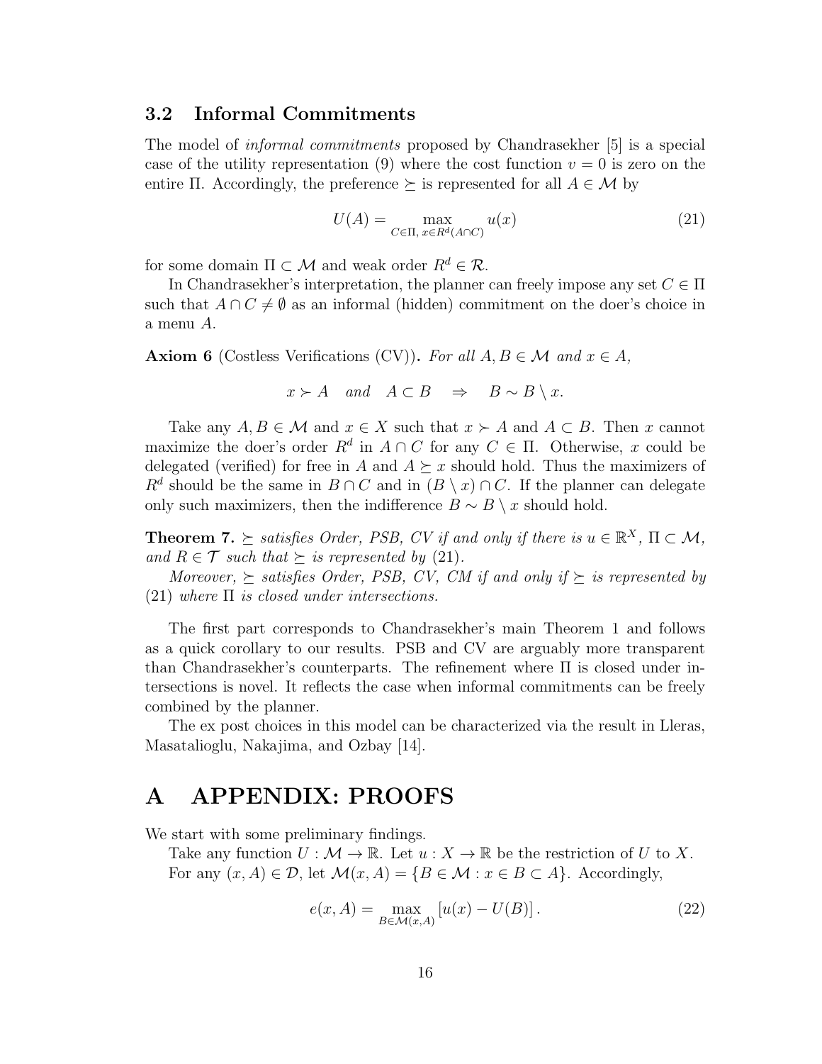### 3.2 Informal Commitments

The model of *informal commitments* proposed by Chandrasekher [5] is a special case of the utility representation (9) where the cost function $v = 0$ is zero on the entire $\Pi$. Accordingly, the preference $\succeq$ is represented for all $A \in \mathcal{M}$ by

$$U(A) = \max_{C \in \Pi,\, x \in R^d(A \cap C)} u(x) \tag{21}$$

for some domain $\Pi \subset \mathcal{M}$ and weak order $R^d \in \mathcal{R}$.

In Chandrasekher's interpretation, the planner can freely impose any set $C \in \Pi$ such that $A \cap C \neq \emptyset$ as an informal (hidden) commitment on the doer's choice in a menu $A$.

**Axiom 6** (Costless Verifications (CV))**.** *For all $A, B \in \mathcal{M}$ and $x \in A$,*

$$x \succ A \quad and \quad A \subset B \quad \Rightarrow \quad B \sim B \setminus x.$$

Take any $A, B \in \mathcal{M}$ and $x \in X$ such that $x \succ A$ and $A \subset B$. Then $x$ cannot maximize the doer's order $R^d$ in $A \cap C$ for any $C \in \Pi$. Otherwise, $x$ could be delegated (verified) for free in $A$ and $A \succeq x$ should hold. Thus the maximizers of $R^d$ should be the same in $B \cap C$ and in $(B \setminus x) \cap C$. If the planner can delegate only such maximizers, then the indifference $B \sim B \setminus x$ should hold.

**Theorem 7.** *$\succeq$ satisfies Order, PSB, CV if and only if there is $u \in \mathbb{R}^X$, $\Pi \subset \mathcal{M}$, and $R \in \mathcal{T}$ such that $\succeq$ is represented by* (21).

*Moreover, $\succeq$ satisfies Order, PSB, CV, CM if and only if $\succeq$ is represented by* (21) *where $\Pi$ is closed under intersections.*

The first part corresponds to Chandrasekher's main Theorem 1 and follows as a quick corollary to our results. PSB and CV are arguably more transparent than Chandrasekher's counterparts. The refinement where $\Pi$ is closed under intersections is novel. It reflects the case when informal commitments can be freely combined by the planner.

The ex post choices in this model can be characterized via the result in Lleras, Masatalioglu, Nakajima, and Ozbay [14].

# A APPENDIX: PROOFS

We start with some preliminary findings.

Take any function $U : \mathcal{M} \to \mathbb{R}$. Let $u : X \to \mathbb{R}$ be the restriction of $U$ to $X$. For any $(x, A) \in \mathcal{D}$, let $\mathcal{M}(x, A) = \{B \in \mathcal{M} : x \in B \subset A\}$. Accordingly,

$$e(x, A) = \max_{B \in \mathcal{M}(x,A)} [u(x) - U(B)]. \tag{22}$$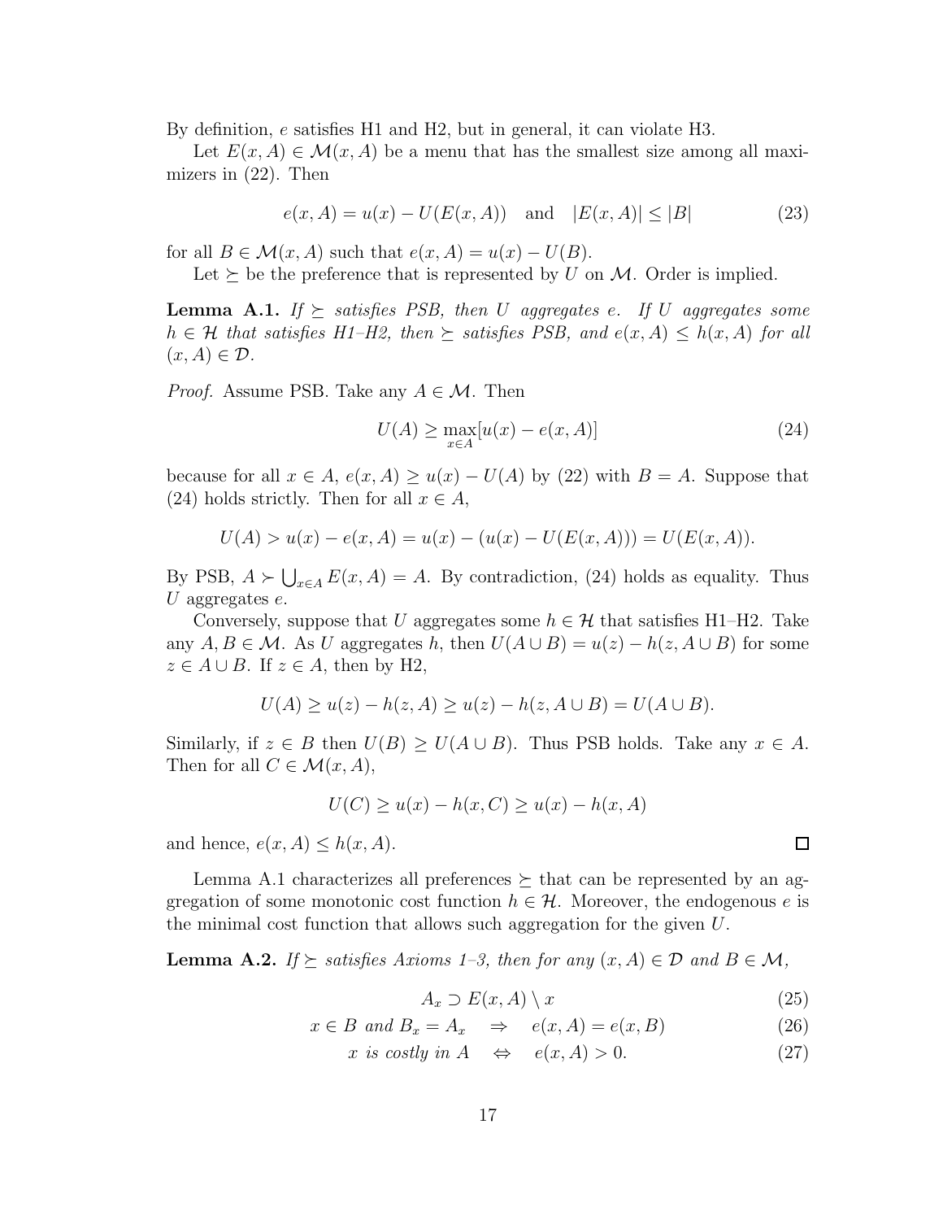By definition, $e$ satisfies H1 and H2, but in general, it can violate H3.

Let $E(x, A) \in \mathcal{M}(x, A)$ be a menu that has the smallest size among all maximizers in (22). Then

$$e(x, A) = u(x) - U(E(x, A)) \quad \text{and} \quad |E(x, A)| \leq |B| \tag{23}$$

for all $B \in \mathcal{M}(x, A)$ such that $e(x, A) = u(x) - U(B)$.

Let $\succeq$ be the preference that is represented by $U$ on $\mathcal{M}$. Order is implied.

**Lemma A.1.** *If $\succeq$ satisfies PSB, then $U$ aggregates $e$. If $U$ aggregates some $h \in \mathcal{H}$ that satisfies H1–H2, then $\succeq$ satisfies PSB, and $e(x, A) \leq h(x, A)$ for all $(x, A) \in \mathcal{D}$.*

*Proof.* Assume PSB. Take any $A \in \mathcal{M}$. Then

$$U(A) \geq \max_{x \in A}[u(x) - e(x, A)] \tag{24}$$

because for all $x \in A$, $e(x, A) \geq u(x) - U(A)$ by (22) with $B = A$. Suppose that (24) holds strictly. Then for all $x \in A$,

$$U(A) > u(x) - e(x, A) = u(x) - (u(x) - U(E(x, A))) = U(E(x, A)).$$

By PSB, $A \succ \bigcup_{x \in A} E(x, A) = A$. By contradiction, (24) holds as equality. Thus $U$ aggregates $e$.

Conversely, suppose that $U$ aggregates some $h \in \mathcal{H}$ that satisfies H1–H2. Take any $A, B \in \mathcal{M}$. As $U$ aggregates $h$, then $U(A \cup B) = u(z) - h(z, A \cup B)$ for some $z \in A \cup B$. If $z \in A$, then by H2,

$$U(A) \geq u(z) - h(z, A) \geq u(z) - h(z, A \cup B) = U(A \cup B).$$

Similarly, if $z \in B$ then $U(B) \geq U(A \cup B)$. Thus PSB holds. Take any $x \in A$. Then for all $C \in \mathcal{M}(x, A)$,

$$U(C) \geq u(x) - h(x, C) \geq u(x) - h(x, A)$$

and hence, $e(x, A) \leq h(x, A)$. $\square$

Lemma A.1 characterizes all preferences $\succeq$ that can be represented by an aggregation of some monotonic cost function $h \in \mathcal{H}$. Moreover, the endogenous $e$ is the minimal cost function that allows such aggregation for the given $U$.

**Lemma A.2.** *If $\succeq$ satisfies Axioms 1–3, then for any $(x, A) \in \mathcal{D}$ and $B \in \mathcal{M}$,*

$$A_x \supset E(x, A) \setminus x \tag{25}$$

$$x \in B \text{ and } B_x = A_x \quad \Rightarrow \quad e(x, A) = e(x, B) \tag{26}$$

$$x \text{ is costly in } A \quad \Leftrightarrow \quad e(x, A) > 0. \tag{27}$$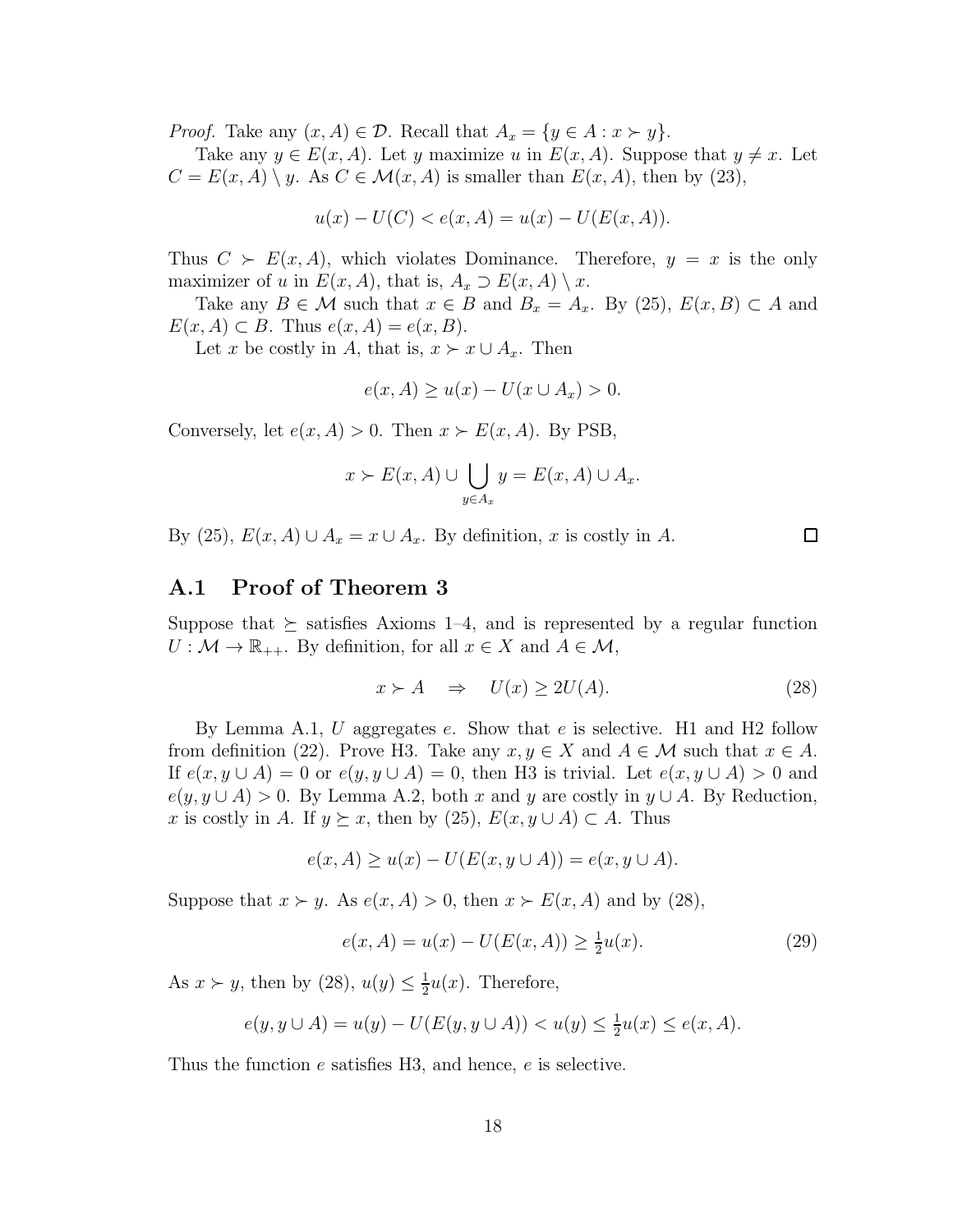*Proof.* Take any $(x, A) \in \mathcal{D}$. Recall that $A_x = \{y \in A : x \succ y\}$.

Take any $y \in E(x, A)$. Let $y$ maximize $u$ in $E(x, A)$. Suppose that $y \neq x$. Let $C = E(x, A) \setminus y$. As $C \in \mathcal{M}(x, A)$ is smaller than $E(x, A)$, then by (23),

$$u(x) - U(C) < e(x, A) = u(x) - U(E(x, A)).$$

Thus $C \succ E(x, A)$, which violates Dominance. Therefore, $y = x$ is the only maximizer of $u$ in $E(x, A)$, that is, $A_x \supset E(x, A) \setminus x$.

Take any $B \in \mathcal{M}$ such that $x \in B$ and $B_x = A_x$. By (25), $E(x, B) \subset A$ and $E(x, A) \subset B$. Thus $e(x, A) = e(x, B)$.

Let $x$ be costly in $A$, that is, $x \succ x \cup A_x$. Then

$$e(x, A) \geq u(x) - U(x \cup A_x) > 0.$$

Conversely, let $e(x, A) > 0$. Then $x \succ E(x, A)$. By PSB,

$$x \succ E(x, A) \cup \bigcup_{y \in A_x} y = E(x, A) \cup A_x.$$

By (25), $E(x, A) \cup A_x = x \cup A_x$. By definition, $x$ is costly in $A$. $\square$

## A.1 Proof of Theorem 3

Suppose that $\succeq$ satisfies Axioms 1–4, and is represented by a regular function $U : \mathcal{M} \to \mathbb{R}_{++}$. By definition, for all $x \in X$ and $A \in \mathcal{M}$,

$$x \succ A \quad \Rightarrow \quad U(x) \geq 2U(A). \tag{28}$$

By Lemma A.1, $U$ aggregates $e$. Show that $e$ is selective. H1 and H2 follow from definition (22). Prove H3. Take any $x, y \in X$ and $A \in \mathcal{M}$ such that $x \in A$. If $e(x, y \cup A) = 0$ or $e(y, y \cup A) = 0$, then H3 is trivial. Let $e(x, y \cup A) > 0$ and $e(y, y \cup A) > 0$. By Lemma A.2, both $x$ and $y$ are costly in $y \cup A$. By Reduction, $x$ is costly in $A$. If $y \succeq x$, then by (25), $E(x, y \cup A) \subset A$. Thus

$$e(x, A) \geq u(x) - U(E(x, y \cup A)) = e(x, y \cup A).$$

Suppose that $x \succ y$. As $e(x, A) > 0$, then $x \succ E(x, A)$ and by (28),

$$e(x, A) = u(x) - U(E(x, A)) \geq \tfrac{1}{2} u(x). \tag{29}$$

As $x \succ y$, then by (28), $u(y) \leq \frac{1}{2} u(x)$. Therefore,

$$e(y, y \cup A) = u(y) - U(E(y, y \cup A)) < u(y) \leq \tfrac{1}{2} u(x) \leq e(x, A).$$

Thus the function $e$ satisfies H3, and hence, $e$ is selective.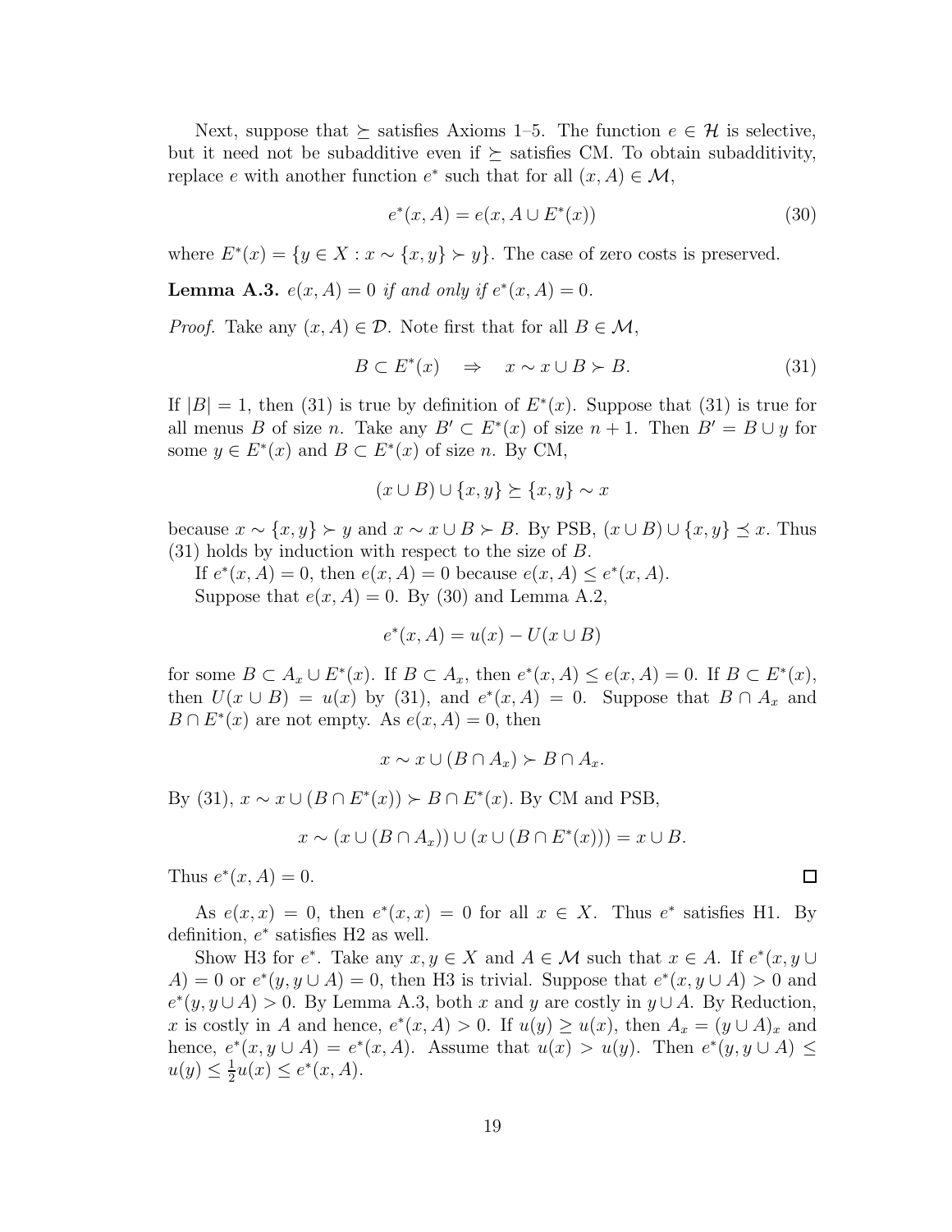Next, suppose that $\succeq$ satisfies Axioms 1–5. The function $e \in \mathcal{H}$ is selective, but it need not be subadditive even if $\succeq$ satisfies CM. To obtain subadditivity, replace $e$ with another function $e^*$ such that for all $(x, A) \in \mathcal{M}$,

$$e^*(x, A) = e(x, A \cup E^*(x)) \tag{30}$$

where $E^*(x) = \{y \in X : x \sim \{x, y\} \succ y\}$. The case of zero costs is preserved.

**Lemma A.3.** *$e(x, A) = 0$ if and only if $e^*(x, A) = 0$.*

*Proof.* Take any $(x, A) \in \mathcal{D}$. Note first that for all $B \in \mathcal{M}$,

$$B \subset E^*(x) \quad \Rightarrow \quad x \sim x \cup B \succ B. \tag{31}$$

If $|B| = 1$, then (31) is true by definition of $E^*(x)$. Suppose that (31) is true for all menus $B$ of size $n$. Take any $B' \subset E^*(x)$ of size $n + 1$. Then $B' = B \cup y$ for some $y \in E^*(x)$ and $B \subset E^*(x)$ of size $n$. By CM,

$$(x \cup B) \cup \{x, y\} \succeq \{x, y\} \sim x$$

because $x \sim \{x, y\} \succ y$ and $x \sim x \cup B \succ B$. By PSB, $(x \cup B) \cup \{x, y\} \preceq x$. Thus (31) holds by induction with respect to the size of $B$.

If $e^*(x, A) = 0$, then $e(x, A) = 0$ because $e(x, A) \leq e^*(x, A)$.

Suppose that $e(x, A) = 0$. By (30) and Lemma A.2,

$$e^*(x, A) = u(x) - U(x \cup B)$$

for some $B \subset A_x \cup E^*(x)$. If $B \subset A_x$, then $e^*(x, A) \leq e(x, A) = 0$. If $B \subset E^*(x)$, then $U(x \cup B) = u(x)$ by (31), and $e^*(x, A) = 0$. Suppose that $B \cap A_x$ and $B \cap E^*(x)$ are not empty. As $e(x, A) = 0$, then

$$x \sim x \cup (B \cap A_x) \succ B \cap A_x.$$

By (31), $x \sim x \cup (B \cap E^*(x)) \succ B \cap E^*(x)$. By CM and PSB,

$$x \sim (x \cup (B \cap A_x)) \cup (x \cup (B \cap E^*(x))) = x \cup B.$$

Thus $e^*(x, A) = 0$. $\square$

As $e(x, x) = 0$, then $e^*(x, x) = 0$ for all $x \in X$. Thus $e^*$ satisfies H1. By definition, $e^*$ satisfies H2 as well.

Show H3 for $e^*$. Take any $x, y \in X$ and $A \in \mathcal{M}$ such that $x \in A$. If $e^*(x, y \cup A) = 0$ or $e^*(y, y \cup A) = 0$, then H3 is trivial. Suppose that $e^*(x, y \cup A) > 0$ and $e^*(y, y \cup A) > 0$. By Lemma A.3, both $x$ and $y$ are costly in $y \cup A$. By Reduction, $x$ is costly in $A$ and hence, $e^*(x, A) > 0$. If $u(y) \geq u(x)$, then $A_x = (y \cup A)_x$ and hence, $e^*(x, y \cup A) = e^*(x, A)$. Assume that $u(x) > u(y)$. Then $e^*(y, y \cup A) \leq u(y) \leq \frac{1}{2}u(x) \leq e^*(x, A)$.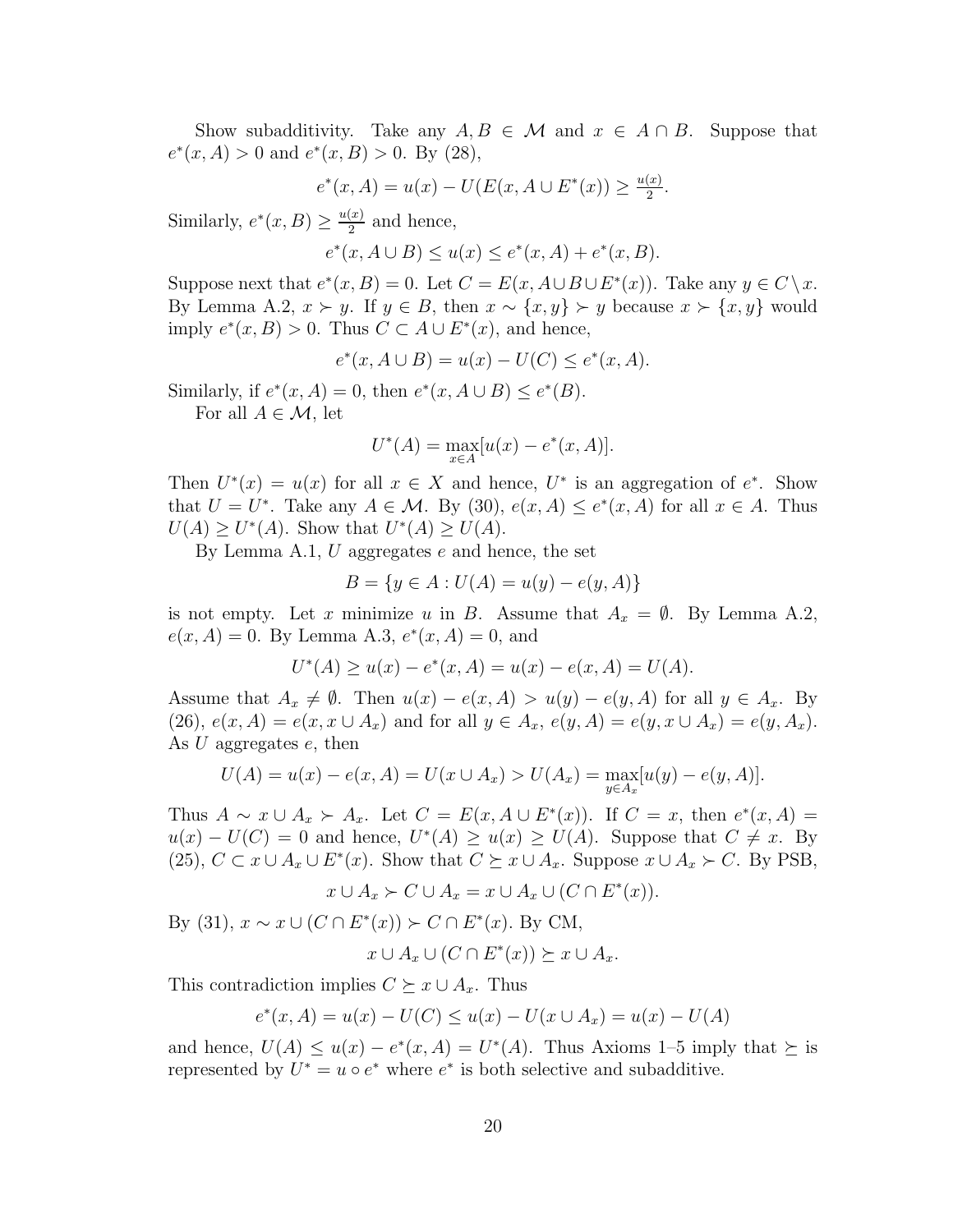Show subadditivity. Take any $A, B \in \mathcal{M}$ and $x \in A \cap B$. Suppose that $e^*(x, A) > 0$ and $e^*(x, B) > 0$. By (28),

$$e^*(x, A) = u(x) - U(E(x, A \cup E^*(x)) \geq \tfrac{u(x)}{2}.$$

Similarly, $e^*(x, B) \geq \frac{u(x)}{2}$ and hence,

$$e^*(x, A \cup B) \leq u(x) \leq e^*(x, A) + e^*(x, B).$$

Suppose next that $e^*(x, B) = 0$. Let $C = E(x, A \cup B \cup E^*(x))$. Take any $y \in C \setminus x$. By Lemma A.2, $x \succ y$. If $y \in B$, then $x \sim \{x, y\} \succ y$ because $x \succ \{x, y\}$ would imply $e^*(x, B) > 0$. Thus $C \subset A \cup E^*(x)$, and hence,

$$e^*(x, A \cup B) = u(x) - U(C) \leq e^*(x, A).$$

Similarly, if $e^*(x, A) = 0$, then $e^*(x, A \cup B) \leq e^*(B)$.

For all $A \in \mathcal{M}$, let

$$U^*(A) = \max_{x \in A}[u(x) - e^*(x, A)].$$

Then $U^*(x) = u(x)$ for all $x \in X$ and hence, $U^*$ is an aggregation of $e^*$. Show that $U = U^*$. Take any $A \in \mathcal{M}$. By (30), $e(x, A) \leq e^*(x, A)$ for all $x \in A$. Thus $U(A) \geq U^*(A)$. Show that $U^*(A) \geq U(A)$.

By Lemma A.1, $U$ aggregates $e$ and hence, the set

$$B = \{y \in A : U(A) = u(y) - e(y, A)\}$$

is not empty. Let $x$ minimize $u$ in $B$. Assume that $A_x = \emptyset$. By Lemma A.2, $e(x, A) = 0$. By Lemma A.3, $e^*(x, A) = 0$, and

$$U^*(A) \geq u(x) - e^*(x, A) = u(x) - e(x, A) = U(A).$$

Assume that $A_x \neq \emptyset$. Then $u(x) - e(x, A) > u(y) - e(y, A)$ for all $y \in A_x$. By (26), $e(x, A) = e(x, x \cup A_x)$ and for all $y \in A_x$, $e(y, A) = e(y, x \cup A_x) = e(y, A_x)$. As $U$ aggregates $e$, then

$$U(A) = u(x) - e(x, A) = U(x \cup A_x) > U(A_x) = \max_{y \in A_x}[u(y) - e(y, A)].$$

Thus $A \sim x \cup A_x \succ A_x$. Let $C = E(x, A \cup E^*(x))$. If $C = x$, then $e^*(x, A) = u(x) - U(C) = 0$ and hence, $U^*(A) \geq u(x) \geq U(A)$. Suppose that $C \neq x$. By (25), $C \subset x \cup A_x \cup E^*(x)$. Show that $C \succeq x \cup A_x$. Suppose $x \cup A_x \succ C$. By PSB,

$$x \cup A_x \succ C \cup A_x = x \cup A_x \cup (C \cap E^*(x)).$$

By (31), $x \sim x \cup (C \cap E^*(x)) \succ C \cap E^*(x)$. By CM,

$$x \cup A_x \cup (C \cap E^*(x)) \succeq x \cup A_x.$$

This contradiction implies $C \succeq x \cup A_x$. Thus

$$e^*(x, A) = u(x) - U(C) \leq u(x) - U(x \cup A_x) = u(x) - U(A)$$

and hence, $U(A) \leq u(x) - e^*(x, A) = U^*(A)$. Thus Axioms 1–5 imply that $\succeq$ is represented by $U^* = u \circ e^*$ where $e^*$ is both selective and subadditive.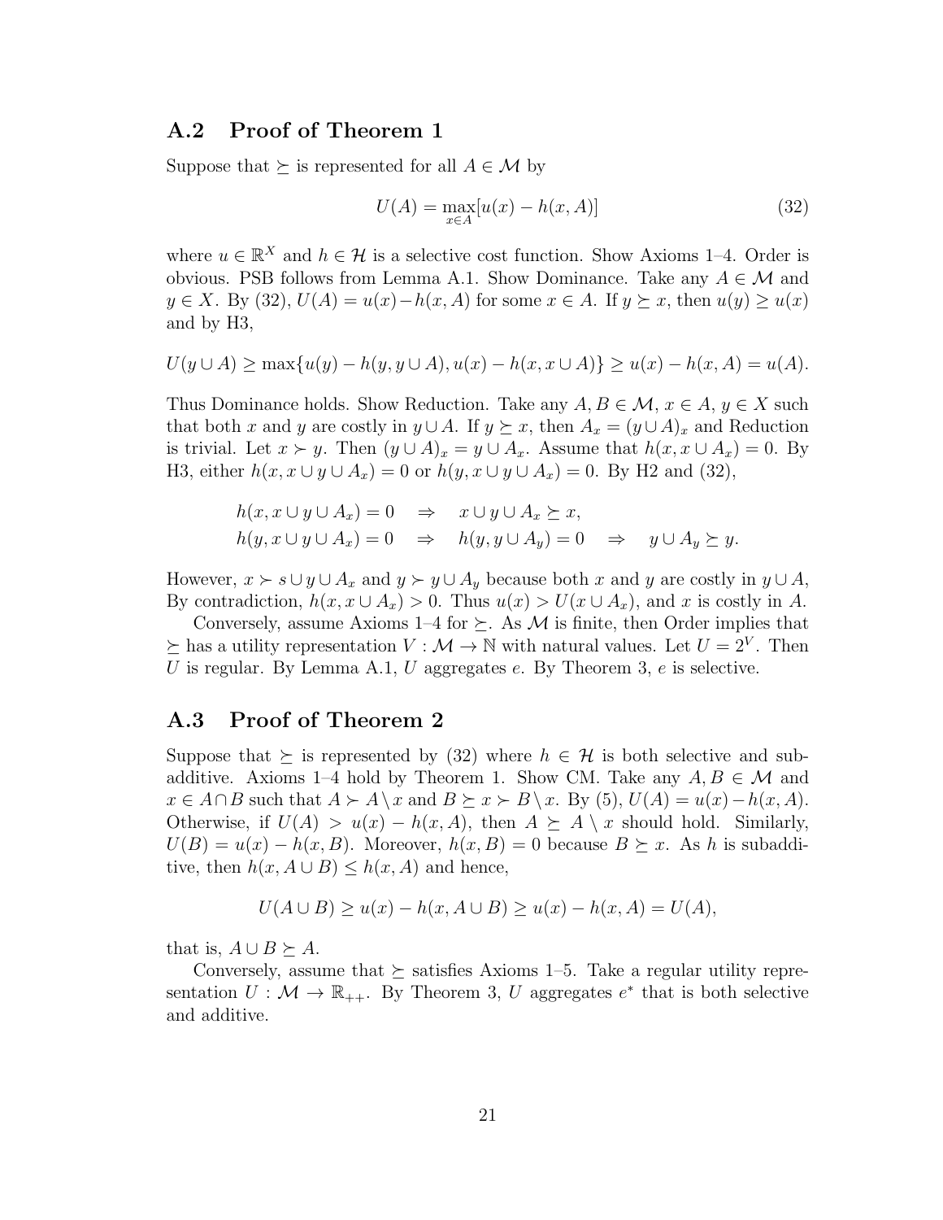## A.2 Proof of Theorem 1

Suppose that $\succeq$ is represented for all $A \in \mathcal{M}$ by

$$U(A) = \max_{x \in A}[u(x) - h(x, A)] \tag{32}$$

where $u \in \mathbb{R}^X$ and $h \in \mathcal{H}$ is a selective cost function. Show Axioms 1–4. Order is obvious. PSB follows from Lemma A.1. Show Dominance. Take any $A \in \mathcal{M}$ and $y \in X$. By (32), $U(A) = u(x) - h(x, A)$ for some $x \in A$. If $y \succeq x$, then $u(y) \geq u(x)$ and by H3,

$$U(y \cup A) \geq \max\{u(y) - h(y, y \cup A), u(x) - h(x, x \cup A)\} \geq u(x) - h(x, A) = u(A).$$

Thus Dominance holds. Show Reduction. Take any $A, B \in \mathcal{M}$, $x \in A$, $y \in X$ such that both $x$ and $y$ are costly in $y \cup A$. If $y \succeq x$, then $A_x = (y \cup A)_x$ and Reduction is trivial. Let $x \succ y$. Then $(y \cup A)_x = y \cup A_x$. Assume that $h(x, x \cup A_x) = 0$. By H3, either $h(x, x \cup y \cup A_x) = 0$ or $h(y, x \cup y \cup A_x) = 0$. By H2 and (32),

$$\begin{aligned}
h(x, x \cup y \cup A_x) = 0 \quad &\Rightarrow \quad x \cup y \cup A_x \succeq x, \\
h(y, x \cup y \cup A_x) = 0 \quad &\Rightarrow \quad h(y, y \cup A_y) = 0 \quad \Rightarrow \quad y \cup A_y \succeq y.
\end{aligned}$$

However, $x \succ s \cup y \cup A_x$ and $y \succ y \cup A_y$ because both $x$ and $y$ are costly in $y \cup A$, By contradiction, $h(x, x \cup A_x) > 0$. Thus $u(x) > U(x \cup A_x)$, and $x$ is costly in $A$.

Conversely, assume Axioms 1–4 for $\succeq$. As $\mathcal{M}$ is finite, then Order implies that $\succeq$ has a utility representation $V : \mathcal{M} \to \mathbb{N}$ with natural values. Let $U = 2^V$. Then $U$ is regular. By Lemma A.1, $U$ aggregates $e$. By Theorem 3, $e$ is selective.

## A.3 Proof of Theorem 2

Suppose that $\succeq$ is represented by (32) where $h \in \mathcal{H}$ is both selective and subadditive. Axioms 1–4 hold by Theorem 1. Show CM. Take any $A, B \in \mathcal{M}$ and $x \in A \cap B$ such that $A \succ A \setminus x$ and $B \succeq x \succ B \setminus x$. By (5), $U(A) = u(x) - h(x, A)$. Otherwise, if $U(A) > u(x) - h(x, A)$, then $A \succeq A \setminus x$ should hold. Similarly, $U(B) = u(x) - h(x, B)$. Moreover, $h(x, B) = 0$ because $B \succeq x$. As $h$ is subadditive, then $h(x, A \cup B) \leq h(x, A)$ and hence,

$$U(A \cup B) \geq u(x) - h(x, A \cup B) \geq u(x) - h(x, A) = U(A),$$

that is, $A \cup B \succeq A$.

Conversely, assume that $\succeq$ satisfies Axioms 1–5. Take a regular utility representation $U : \mathcal{M} \to \mathbb{R}_{++}$. By Theorem 3, $U$ aggregates $e^*$ that is both selective and additive.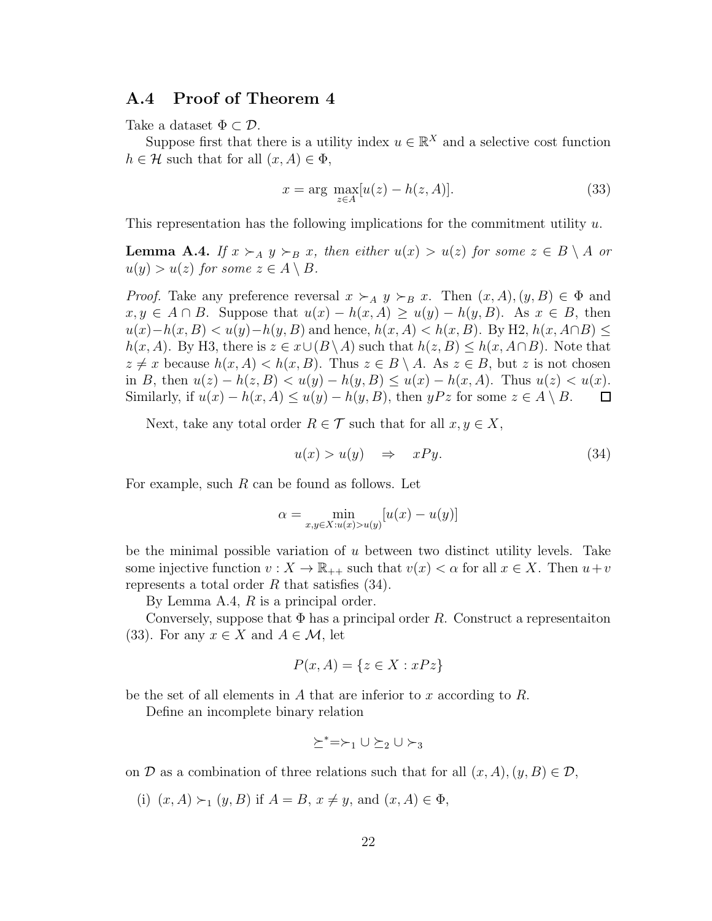## A.4 Proof of Theorem 4

Take a dataset $\Phi \subset \mathcal{D}$.

Suppose first that there is a utility index $u \in \mathbb{R}^X$ and a selective cost function $h \in \mathcal{H}$ such that for all $(x, A) \in \Phi$,

$$x = \arg\max_{z \in A}[u(z) - h(z, A)]. \tag{33}$$

This representation has the following implications for the commitment utility $u$.

**Lemma A.4.** *If $x \succ_A y \succ_B x$, then either $u(x) > u(z)$ for some $z \in B \setminus A$ or $u(y) > u(z)$ for some $z \in A \setminus B$.*

*Proof.* Take any preference reversal $x \succ_A y \succ_B x$. Then $(x, A), (y, B) \in \Phi$ and $x, y \in A \cap B$. Suppose that $u(x) - h(x, A) \geq u(y) - h(y, B)$. As $x \in B$, then $u(x) - h(x, B) < u(y) - h(y, B)$ and hence, $h(x, A) < h(x, B)$. By H2, $h(x, A \cap B) \leq h(x, A)$. By H3, there is $z \in x \cup (B \setminus A)$ such that $h(z, B) \leq h(x, A \cap B)$. Note that $z \neq x$ because $h(x, A) < h(x, B)$. Thus $z \in B \setminus A$. As $z \in B$, but $z$ is not chosen in $B$, then $u(z) - h(z, B) < u(y) - h(y, B) \leq u(x) - h(x, A)$. Thus $u(z) < u(x)$. Similarly, if $u(x) - h(x, A) \leq u(y) - h(y, B)$, then $yPz$ for some $z \in A \setminus B$. $\square$

Next, take any total order $R \in \mathcal{T}$ such that for all $x, y \in X$,

$$u(x) > u(y) \quad \Rightarrow \quad xPy. \tag{34}$$

For example, such $R$ can be found as follows. Let

$$\alpha = \min_{x, y \in X : u(x) > u(y)} [u(x) - u(y)]$$

be the minimal possible variation of $u$ between two distinct utility levels. Take some injective function $v : X \to \mathbb{R}_{++}$ such that $v(x) < \alpha$ for all $x \in X$. Then $u + v$ represents a total order $R$ that satisfies (34).

By Lemma A.4, $R$ is a principal order.

Conversely, suppose that $\Phi$ has a principal order $R$. Construct a representaiton (33). For any $x \in X$ and $A \in \mathcal{M}$, let

$$P(x, A) = \{z \in X : xPz\}$$

be the set of all elements in $A$ that are inferior to $x$ according to $R$.

Define an incomplete binary relation

$$\succeq^* = \succ_1 \cup \succeq_2 \cup \succ_3$$

on $\mathcal{D}$ as a combination of three relations such that for all $(x, A), (y, B) \in \mathcal{D}$,

(i) $(x, A) \succ_1 (y, B)$ if $A = B$, $x \neq y$, and $(x, A) \in \Phi$,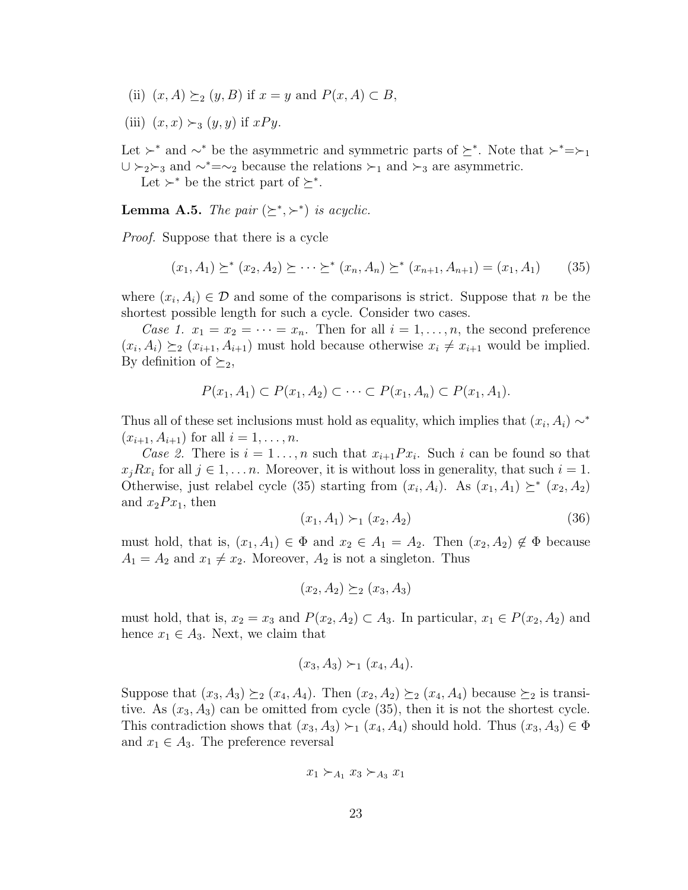(ii) $(x, A) \succeq_2 (y, B)$ if $x = y$ and $P(x, A) \subset B$,

(iii) $(x, x) \succ_3 (y, y)$ if $xPy$.

Let $\succ^*$ and $\sim^*$ be the asymmetric and symmetric parts of $\succeq^*$. Note that $\succ^* = \succ_1 \cup \succ_2 \succ_3$ and $\sim^* = \sim_2$ because the relations $\succ_1$ and $\succ_3$ are asymmetric.

Let $\succ^*$ be the strict part of $\succeq^*$.

**Lemma A.5.** *The pair $(\succeq^*, \succ^*)$ is acyclic.*

*Proof.* Suppose that there is a cycle

$$(x_1, A_1) \succeq^* (x_2, A_2) \succeq \cdots \succeq^* (x_n, A_n) \succeq^* (x_{n+1}, A_{n+1}) = (x_1, A_1) \tag{35}$$

where $(x_i, A_i) \in \mathcal{D}$ and some of the comparisons is strict. Suppose that $n$ be the shortest possible length for such a cycle. Consider two cases.

*Case 1.* $x_1 = x_2 = \cdots = x_n$. Then for all $i = 1, \ldots, n$, the second preference $(x_i, A_i) \succeq_2 (x_{i+1}, A_{i+1})$ must hold because otherwise $x_i \neq x_{i+1}$ would be implied. By definition of $\succeq_2$,

$$P(x_1, A_1) \subset P(x_1, A_2) \subset \cdots \subset P(x_1, A_n) \subset P(x_1, A_1).$$

Thus all of these set inclusions must hold as equality, which implies that $(x_i, A_i) \sim^* (x_{i+1}, A_{i+1})$ for all $i = 1, \ldots, n$.

*Case 2.* There is $i = 1 \ldots, n$ such that $x_{i+1} P x_i$. Such $i$ can be found so that $x_j R x_i$ for all $j \in 1, \ldots n$. Moreover, it is without loss in generality, that such $i = 1$. Otherwise, just relabel cycle (35) starting from $(x_i, A_i)$. As $(x_1, A_1) \succeq^* (x_2, A_2)$ and $x_2 P x_1$, then

$$(x_1, A_1) \succ_1 (x_2, A_2) \tag{36}$$

must hold, that is, $(x_1, A_1) \in \Phi$ and $x_2 \in A_1 = A_2$. Then $(x_2, A_2) \notin \Phi$ because $A_1 = A_2$ and $x_1 \neq x_2$. Moreover, $A_2$ is not a singleton. Thus

$$(x_2, A_2) \succeq_2 (x_3, A_3)$$

must hold, that is, $x_2 = x_3$ and $P(x_2, A_2) \subset A_3$. In particular, $x_1 \in P(x_2, A_2)$ and hence $x_1 \in A_3$. Next, we claim that

$$(x_3, A_3) \succ_1 (x_4, A_4).$$

Suppose that $(x_3, A_3) \succeq_2 (x_4, A_4)$. Then $(x_2, A_2) \succeq_2 (x_4, A_4)$ because $\succeq_2$ is transitive. As $(x_3, A_3)$ can be omitted from cycle (35), then it is not the shortest cycle. This contradiction shows that $(x_3, A_3) \succ_1 (x_4, A_4)$ should hold. Thus $(x_3, A_3) \in \Phi$ and $x_1 \in A_3$. The preference reversal

$$x_1 \succ_{A_1} x_3 \succ_{A_3} x_1$$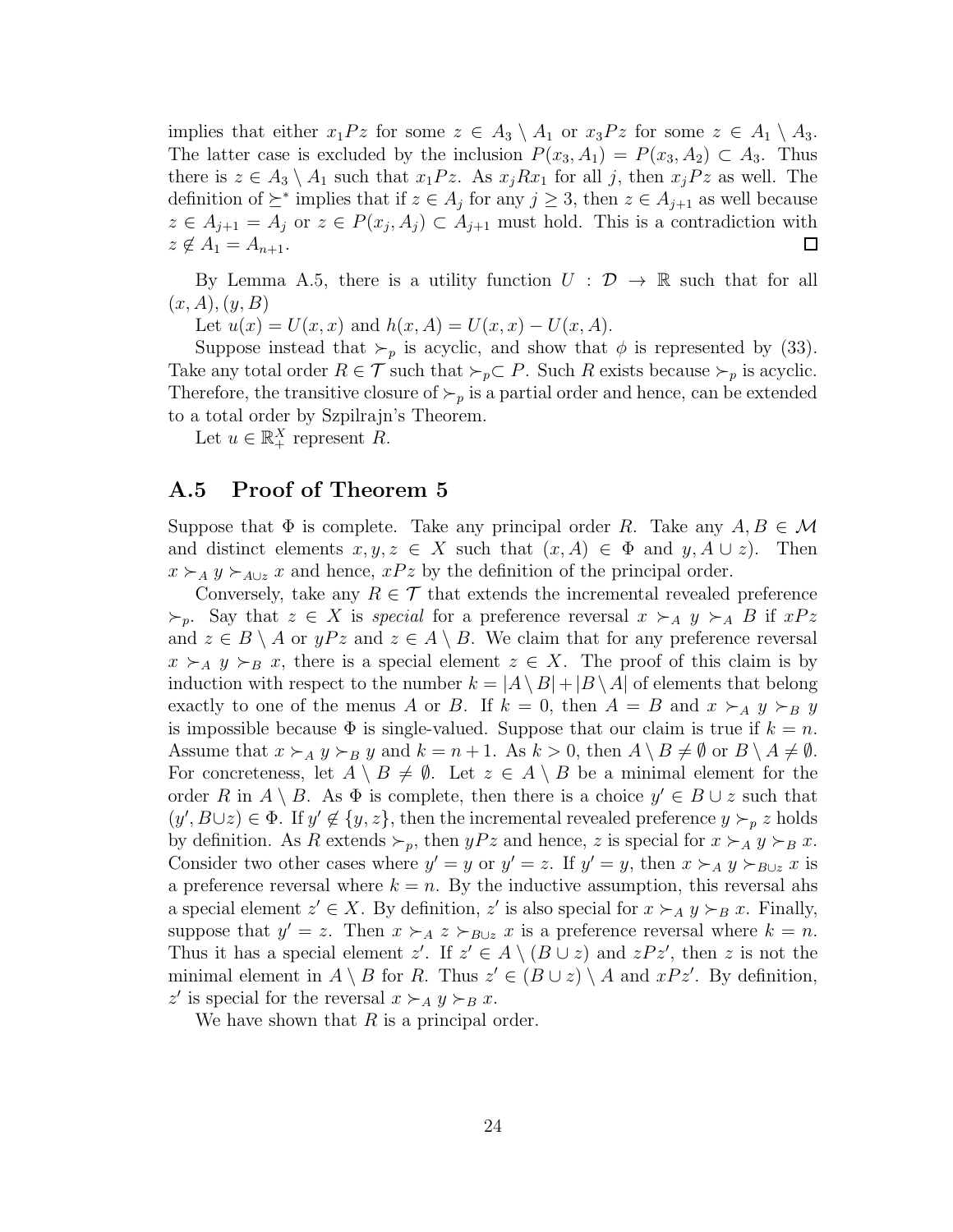implies that either $x_1 P z$ for some $z \in A_3 \setminus A_1$ or $x_3 P z$ for some $z \in A_1 \setminus A_3$. The latter case is excluded by the inclusion $P(x_3, A_1) = P(x_3, A_2) \subset A_3$. Thus there is $z \in A_3 \setminus A_1$ such that $x_1 P z$. As $x_j R x_1$ for all $j$, then $x_j P z$ as well. The definition of $\succeq^*$ implies that if $z \in A_j$ for any $j \geq 3$, then $z \in A_{j+1}$ as well because $z \in A_{j+1} = A_j$ or $z \in P(x_j, A_j) \subset A_{j+1}$ must hold. This is a contradiction with $z \notin A_1 = A_{n+1}$. □

By Lemma A.5, there is a utility function $U : \mathcal{D} \to \mathbb{R}$ such that for all $(x, A), (y, B)$

Let $u(x) = U(x, x)$ and $h(x, A) = U(x, x) - U(x, A)$.

Suppose instead that $\succ_p$ is acyclic, and show that $\phi$ is represented by (33). Take any total order $R \in \mathcal{T}$ such that $\succ_p \subset P$. Such $R$ exists because $\succ_p$ is acyclic. Therefore, the transitive closure of $\succ_p$ is a partial order and hence, can be extended to a total order by Szpilrajn's Theorem.

Let $u \in \mathbb{R}^X_+$ represent $R$.

## A.5 Proof of Theorem 5

Suppose that $\Phi$ is complete. Take any principal order $R$. Take any $A, B \in \mathcal{M}$ and distinct elements $x, y, z \in X$ such that $(x, A) \in \Phi$ and $y, A \cup z)$. Then $x \succ_A y \succ_{A \cup z} x$ and hence, $xPz$ by the definition of the principal order.

Conversely, take any $R \in \mathcal{T}$ that extends the incremental revealed preference $\succ_p$. Say that $z \in X$ is *special* for a preference reversal $x \succ_A y \succ_A B$ if $xPz$ and $z \in B \setminus A$ or $yPz$ and $z \in A \setminus B$. We claim that for any preference reversal $x \succ_A y \succ_B x$, there is a special element $z \in X$. The proof of this claim is by induction with respect to the number $k = |A \setminus B| + |B \setminus A|$ of elements that belong exactly to one of the menus $A$ or $B$. If $k = 0$, then $A = B$ and $x \succ_A y \succ_B y$ is impossible because $\Phi$ is single-valued. Suppose that our claim is true if $k = n$. Assume that $x \succ_A y \succ_B y$ and $k = n + 1$. As $k > 0$, then $A \setminus B \neq \emptyset$ or $B \setminus A \neq \emptyset$. For concreteness, let $A \setminus B \neq \emptyset$. Let $z \in A \setminus B$ be a minimal element for the order $R$ in $A \setminus B$. As $\Phi$ is complete, then there is a choice $y' \in B \cup z$ such that $(y', B \cup z) \in \Phi$. If $y' \notin \{y, z\}$, then the incremental revealed preference $y \succ_p z$ holds by definition. As $R$ extends $\succ_p$, then $yPz$ and hence, $z$ is special for $x \succ_A y \succ_B x$. Consider two other cases where $y' = y$ or $y' = z$. If $y' = y$, then $x \succ_A y \succ_{B \cup z} x$ is a preference reversal where $k = n$. By the inductive assumption, this reversal ahs a special element $z' \in X$. By definition, $z'$ is also special for $x \succ_A y \succ_B x$. Finally, suppose that $y' = z$. Then $x \succ_A z \succ_{B \cup z} x$ is a preference reversal where $k = n$. Thus it has a special element $z'$. If $z' \in A \setminus (B \cup z)$ and $zPz'$, then $z$ is not the minimal element in $A \setminus B$ for $R$. Thus $z' \in (B \cup z) \setminus A$ and $xPz'$. By definition, $z'$ is special for the reversal $x \succ_A y \succ_B x$.

We have shown that $R$ is a principal order.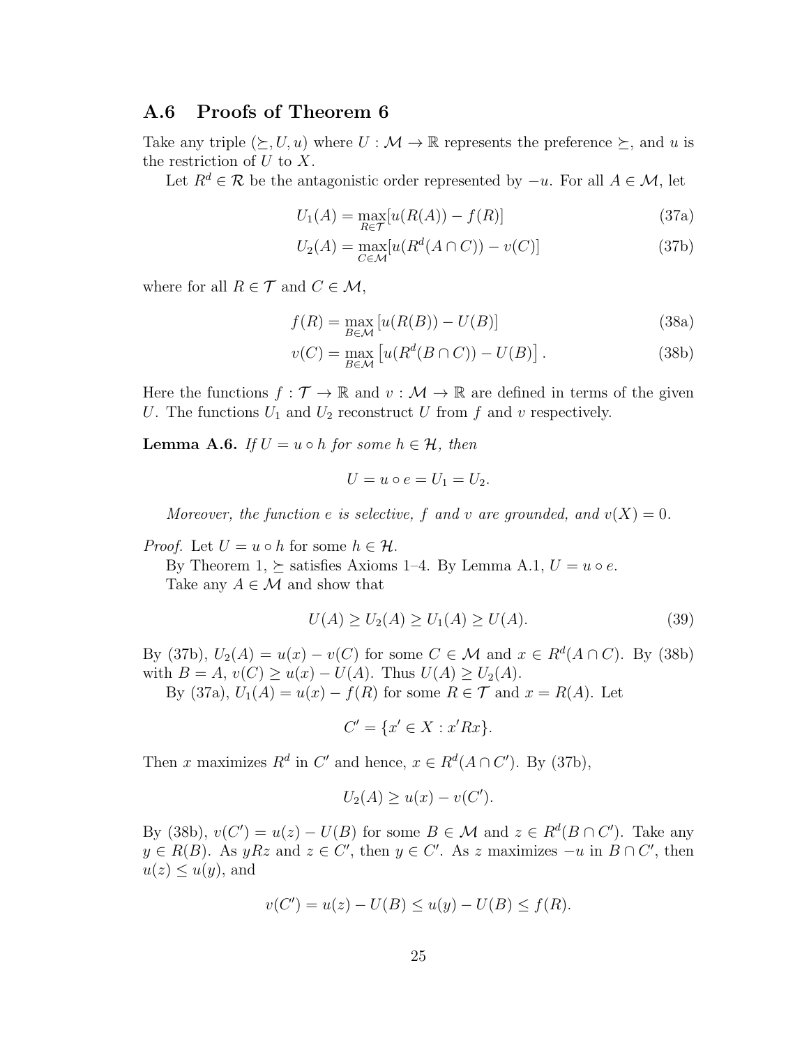## A.6 Proofs of Theorem 6

Take any triple $(\succeq, U, u)$ where $U : \mathcal{M} \to \mathbb{R}$ represents the preference $\succeq$, and $u$ is the restriction of $U$ to $X$.

Let $R^d \in \mathcal{R}$ be the antagonistic order represented by $-u$. For all $A \in \mathcal{M}$, let

$$U_1(A) = \max_{R \in \mathcal{T}} [u(R(A)) - f(R)] \tag{37a}$$

$$U_2(A) = \max_{C \in \mathcal{M}} [u(R^d(A \cap C)) - v(C)] \tag{37b}$$

where for all $R \in \mathcal{T}$ and $C \in \mathcal{M}$,

$$f(R) = \max_{B \in \mathcal{M}} [u(R(B)) - U(B)] \tag{38a}$$

$$v(C) = \max_{B \in \mathcal{M}} \left[u(R^d(B \cap C)) - U(B)\right]. \tag{38b}$$

Here the functions $f : \mathcal{T} \to \mathbb{R}$ and $v : \mathcal{M} \to \mathbb{R}$ are defined in terms of the given $U$. The functions $U_1$ and $U_2$ reconstruct $U$ from $f$ and $v$ respectively.

**Lemma A.6.** *If $U = u \circ h$ for some $h \in \mathcal{H}$, then*

$$U = u \circ e = U_1 = U_2.$$

*Moreover, the function $e$ is selective, $f$ and $v$ are grounded, and $v(X) = 0$.*

*Proof.* Let $U = u \circ h$ for some $h \in \mathcal{H}$.

By Theorem 1, $\succeq$ satisfies Axioms 1–4. By Lemma A.1, $U = u \circ e$.

Take any $A \in \mathcal{M}$ and show that

$$U(A) \geq U_2(A) \geq U_1(A) \geq U(A). \tag{39}$$

By (37b), $U_2(A) = u(x) - v(C)$ for some $C \in \mathcal{M}$ and $x \in R^d(A \cap C)$. By (38b) with $B = A$, $v(C) \geq u(x) - U(A)$. Thus $U(A) \geq U_2(A)$.

By (37a), $U_1(A) = u(x) - f(R)$ for some $R \in \mathcal{T}$ and $x = R(A)$. Let

$$C' = \{x' \in X : x'Rx\}.$$

Then $x$ maximizes $R^d$ in $C'$ and hence, $x \in R^d(A \cap C')$. By (37b),

$$U_2(A) \geq u(x) - v(C').$$

By (38b), $v(C') = u(z) - U(B)$ for some $B \in \mathcal{M}$ and $z \in R^d(B \cap C')$. Take any $y \in R(B)$. As $yRz$ and $z \in C'$, then $y \in C'$. As $z$ maximizes $-u$ in $B \cap C'$, then $u(z) \leq u(y)$, and

$$v(C') = u(z) - U(B) \leq u(y) - U(B) \leq f(R).$$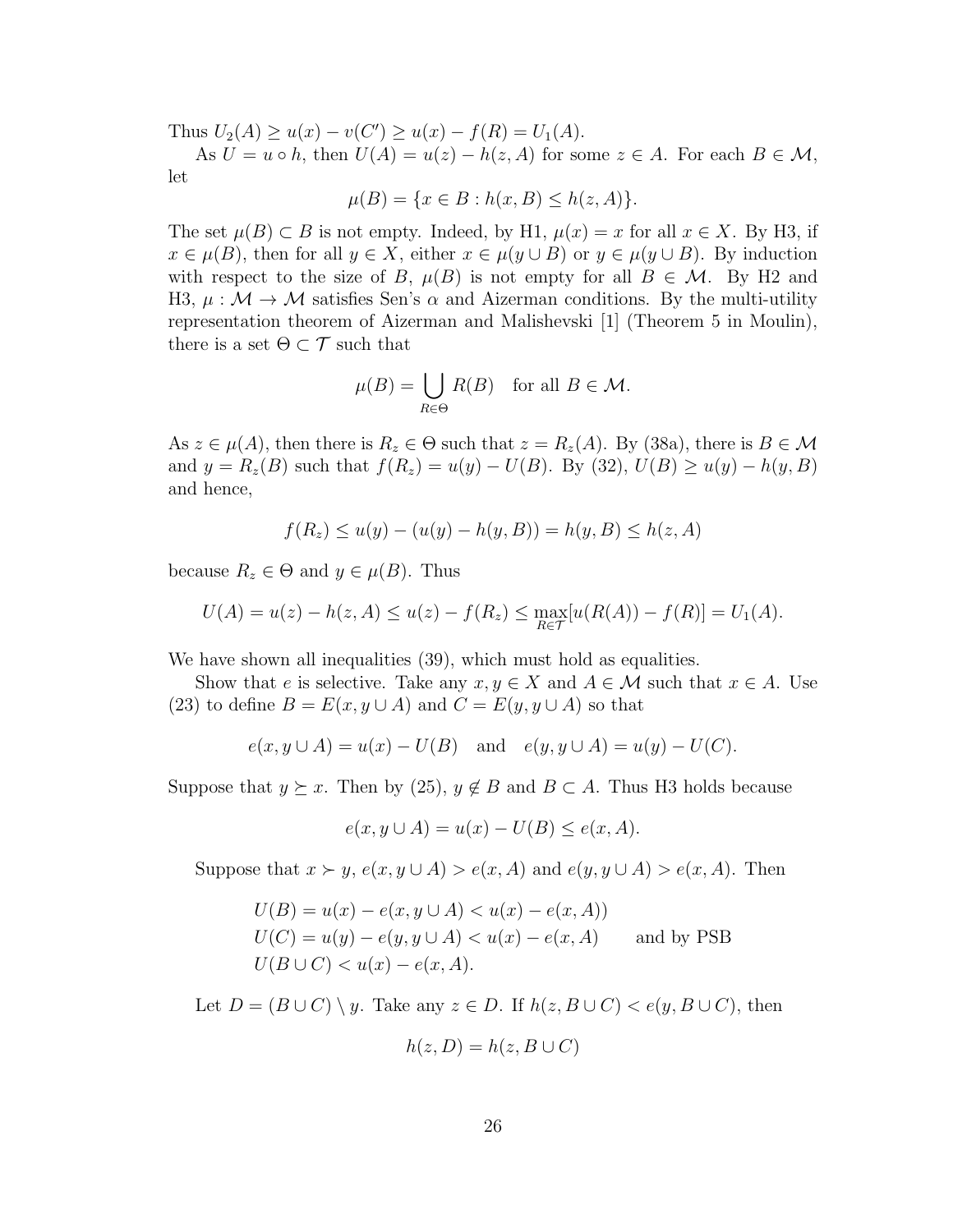Thus $U_2(A) \geq u(x) - v(C') \geq u(x) - f(R) = U_1(A)$.

As $U = u \circ h$, then $U(A) = u(z) - h(z, A)$ for some $z \in A$. For each $B \in \mathcal{M}$, let

$$\mu(B) = \{x \in B : h(x, B) \leq h(z, A)\}.$$

The set $\mu(B) \subset B$ is not empty. Indeed, by H1, $\mu(x) = x$ for all $x \in X$. By H3, if $x \in \mu(B)$, then for all $y \in X$, either $x \in \mu(y \cup B)$ or $y \in \mu(y \cup B)$. By induction with respect to the size of $B$, $\mu(B)$ is not empty for all $B \in \mathcal{M}$. By H2 and H3, $\mu : \mathcal{M} \to \mathcal{M}$ satisfies Sen's $\alpha$ and Aizerman conditions. By the multi-utility representation theorem of Aizerman and Malishevski [1] (Theorem 5 in Moulin), there is a set $\Theta \subset \mathcal{T}$ such that

$$\mu(B) = \bigcup_{R \in \Theta} R(B) \quad \text{for all } B \in \mathcal{M}.$$

As $z \in \mu(A)$, then there is $R_z \in \Theta$ such that $z = R_z(A)$. By (38a), there is $B \in \mathcal{M}$ and $y = R_z(B)$ such that $f(R_z) = u(y) - U(B)$. By (32), $U(B) \geq u(y) - h(y, B)$ and hence,

$$f(R_z) \leq u(y) - (u(y) - h(y, B)) = h(y, B) \leq h(z, A)$$

because $R_z \in \Theta$ and $y \in \mu(B)$. Thus

$$U(A) = u(z) - h(z, A) \leq u(z) - f(R_z) \leq \max_{R \in \mathcal{T}} [u(R(A)) - f(R)] = U_1(A).$$

We have shown all inequalities (39), which must hold as equalities.

Show that $e$ is selective. Take any $x, y \in X$ and $A \in \mathcal{M}$ such that $x \in A$. Use (23) to define $B = E(x, y \cup A)$ and $C = E(y, y \cup A)$ so that

$$e(x, y \cup A) = u(x) - U(B) \quad \text{and} \quad e(y, y \cup A) = u(y) - U(C).$$

Suppose that $y \succeq x$. Then by (25), $y \notin B$ and $B \subset A$. Thus H3 holds because

$$e(x, y \cup A) = u(x) - U(B) \leq e(x, A).$$

Suppose that $x \succ y$, $e(x, y \cup A) > e(x, A)$ and $e(y, y \cup A) > e(x, A)$. Then

$$\begin{aligned}
&U(B) = u(x) - e(x, y \cup A) < u(x) - e(x, A)) \\
&U(C) = u(y) - e(y, y \cup A) < u(x) - e(x, A) \qquad \text{and by PSB} \\
&U(B \cup C) < u(x) - e(x, A).
\end{aligned}$$

Let $D = (B \cup C) \setminus y$. Take any $z \in D$. If $h(z, B \cup C) < e(y, B \cup C)$, then

$$h(z, D) = h(z, B \cup C)$$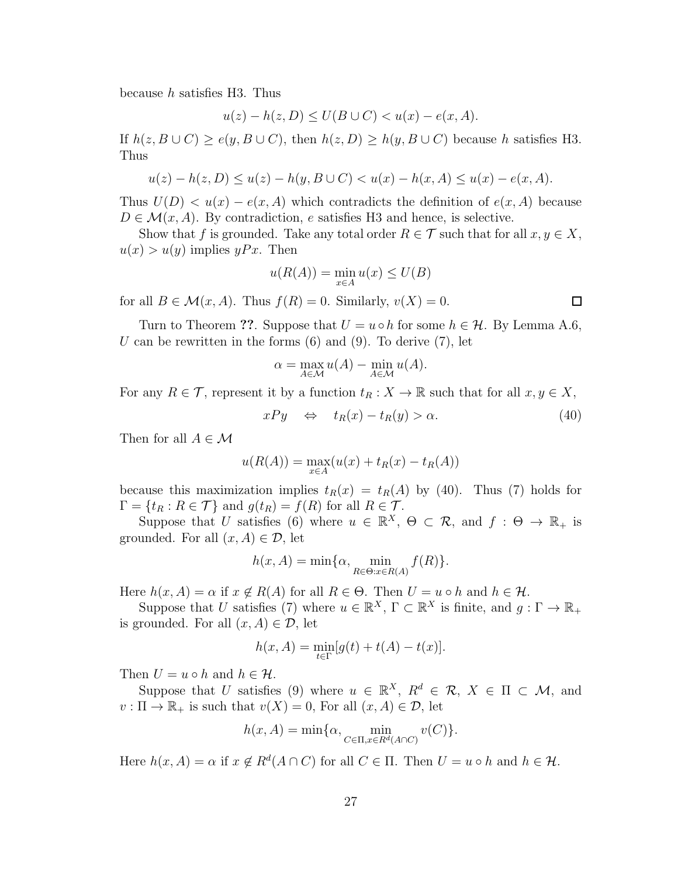because $h$ satisfies H3. Thus

$$u(z) - h(z, D) \leq U(B \cup C) < u(x) - e(x, A).$$

If $h(z, B \cup C) \geq e(y, B \cup C)$, then $h(z, D) \geq h(y, B \cup C)$ because $h$ satisfies H3. Thus

$$u(z) - h(z, D) \leq u(z) - h(y, B \cup C) < u(x) - h(x, A) \leq u(x) - e(x, A).$$

Thus $U(D) < u(x) - e(x, A)$ which contradicts the definition of $e(x, A)$ because $D \in \mathcal{M}(x, A)$. By contradiction, $e$ satisfies H3 and hence, is selective.

Show that $f$ is grounded. Take any total order $R \in \mathcal{T}$ such that for all $x, y \in X$, $u(x) > u(y)$ implies $yPx$. Then

$$u(R(A)) = \min_{x \in A} u(x) \leq U(B)$$

for all $B \in \mathcal{M}(x, A)$. Thus $f(R) = 0$. Similarly, $v(X) = 0$. □

Turn to Theorem **??**. Suppose that $U = u \circ h$ for some $h \in \mathcal{H}$. By Lemma A.6, $U$ can be rewritten in the forms (6) and (9). To derive (7), let

$$\alpha = \max_{A \in \mathcal{M}} u(A) - \min_{A \in \mathcal{M}} u(A).$$

For any $R \in \mathcal{T}$, represent it by a function $t_R : X \to \mathbb{R}$ such that for all $x, y \in X$,

$$xPy \quad \Leftrightarrow \quad t_R(x) - t_R(y) > \alpha. \tag{40}$$

Then for all $A \in \mathcal{M}$

$$u(R(A)) = \max_{x \in A}(u(x) + t_R(x) - t_R(A))$$

because this maximization implies $t_R(x) = t_R(A)$ by (40). Thus (7) holds for $\Gamma = \{t_R : R \in \mathcal{T}\}$ and $g(t_R) = f(R)$ for all $R \in \mathcal{T}$.

Suppose that $U$ satisfies (6) where $u \in \mathbb{R}^X$, $\Theta \subset \mathcal{R}$, and $f : \Theta \to \mathbb{R}_+$ is grounded. For all $(x, A) \in \mathcal{D}$, let

$$h(x, A) = \min\{\alpha, \min_{R \in \Theta : x \in R(A)} f(R)\}.$$

Here $h(x, A) = \alpha$ if $x \notin R(A)$ for all $R \in \Theta$. Then $U = u \circ h$ and $h \in \mathcal{H}$.

Suppose that $U$ satisfies (7) where $u \in \mathbb{R}^X$, $\Gamma \subset \mathbb{R}^X$ is finite, and $g : \Gamma \to \mathbb{R}_+$ is grounded. For all $(x, A) \in \mathcal{D}$, let

$$h(x, A) = \min_{t \in \Gamma}[g(t) + t(A) - t(x)].$$

Then $U = u \circ h$ and $h \in \mathcal{H}$.

Suppose that $U$ satisfies (9) where $u \in \mathbb{R}^X$, $R^d \in \mathcal{R}$, $X \in \Pi \subset \mathcal{M}$, and $v : \Pi \to \mathbb{R}_+$ is such that $v(X) = 0$, For all $(x, A) \in \mathcal{D}$, let

$$h(x, A) = \min\{\alpha, \min_{C \in \Pi, x \in R^d(A \cap C)} v(C)\}.$$

Here $h(x, A) = \alpha$ if $x \notin R^d(A \cap C)$ for all $C \in \Pi$. Then $U = u \circ h$ and $h \in \mathcal{H}$.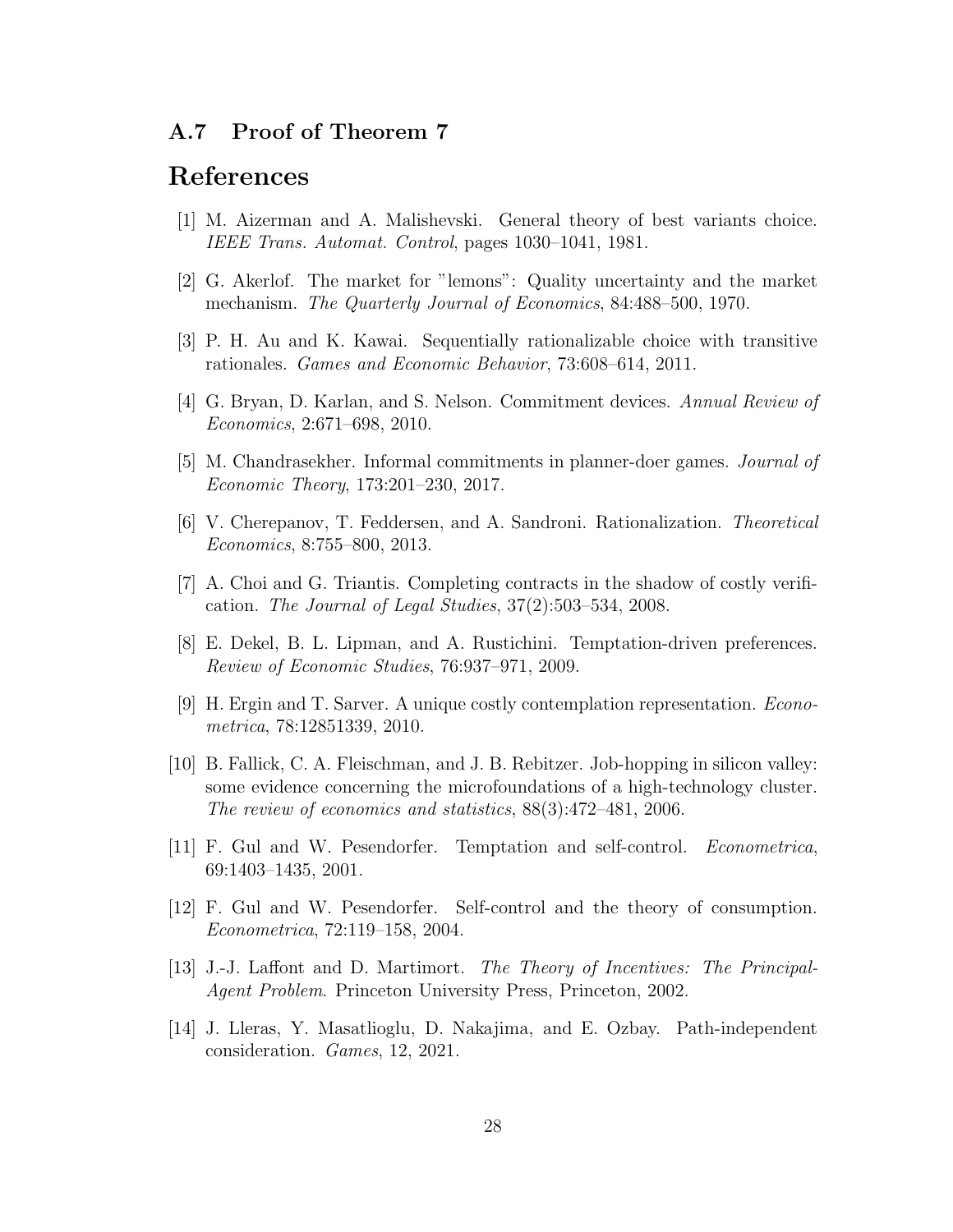### A.7 Proof of Theorem 7

## References

[1] M. Aizerman and A. Malishevski. General theory of best variants choice. *IEEE Trans. Automat. Control*, pages 1030–1041, 1981.

[2] G. Akerlof. The market for "lemons": Quality uncertainty and the market mechanism. *The Quarterly Journal of Economics*, 84:488–500, 1970.

[3] P. H. Au and K. Kawai. Sequentially rationalizable choice with transitive rationales. *Games and Economic Behavior*, 73:608–614, 2011.

[4] G. Bryan, D. Karlan, and S. Nelson. Commitment devices. *Annual Review of Economics*, 2:671–698, 2010.

[5] M. Chandrasekher. Informal commitments in planner-doer games. *Journal of Economic Theory*, 173:201–230, 2017.

[6] V. Cherepanov, T. Feddersen, and A. Sandroni. Rationalization. *Theoretical Economics*, 8:755–800, 2013.

[7] A. Choi and G. Triantis. Completing contracts in the shadow of costly verification. *The Journal of Legal Studies*, 37(2):503–534, 2008.

[8] E. Dekel, B. L. Lipman, and A. Rustichini. Temptation-driven preferences. *Review of Economic Studies*, 76:937–971, 2009.

[9] H. Ergin and T. Sarver. A unique costly contemplation representation. *Econometrica*, 78:12851339, 2010.

[10] B. Fallick, C. A. Fleischman, and J. B. Rebitzer. Job-hopping in silicon valley: some evidence concerning the microfoundations of a high-technology cluster. *The review of economics and statistics*, 88(3):472–481, 2006.

[11] F. Gul and W. Pesendorfer. Temptation and self-control. *Econometrica*, 69:1403–1435, 2001.

[12] F. Gul and W. Pesendorfer. Self-control and the theory of consumption. *Econometrica*, 72:119–158, 2004.

[13] J.-J. Laffont and D. Martimort. *The Theory of Incentives: The Principal-Agent Problem*. Princeton University Press, Princeton, 2002.

[14] J. Lleras, Y. Masatlioglu, D. Nakajima, and E. Ozbay. Path-independent consideration. *Games*, 12, 2021.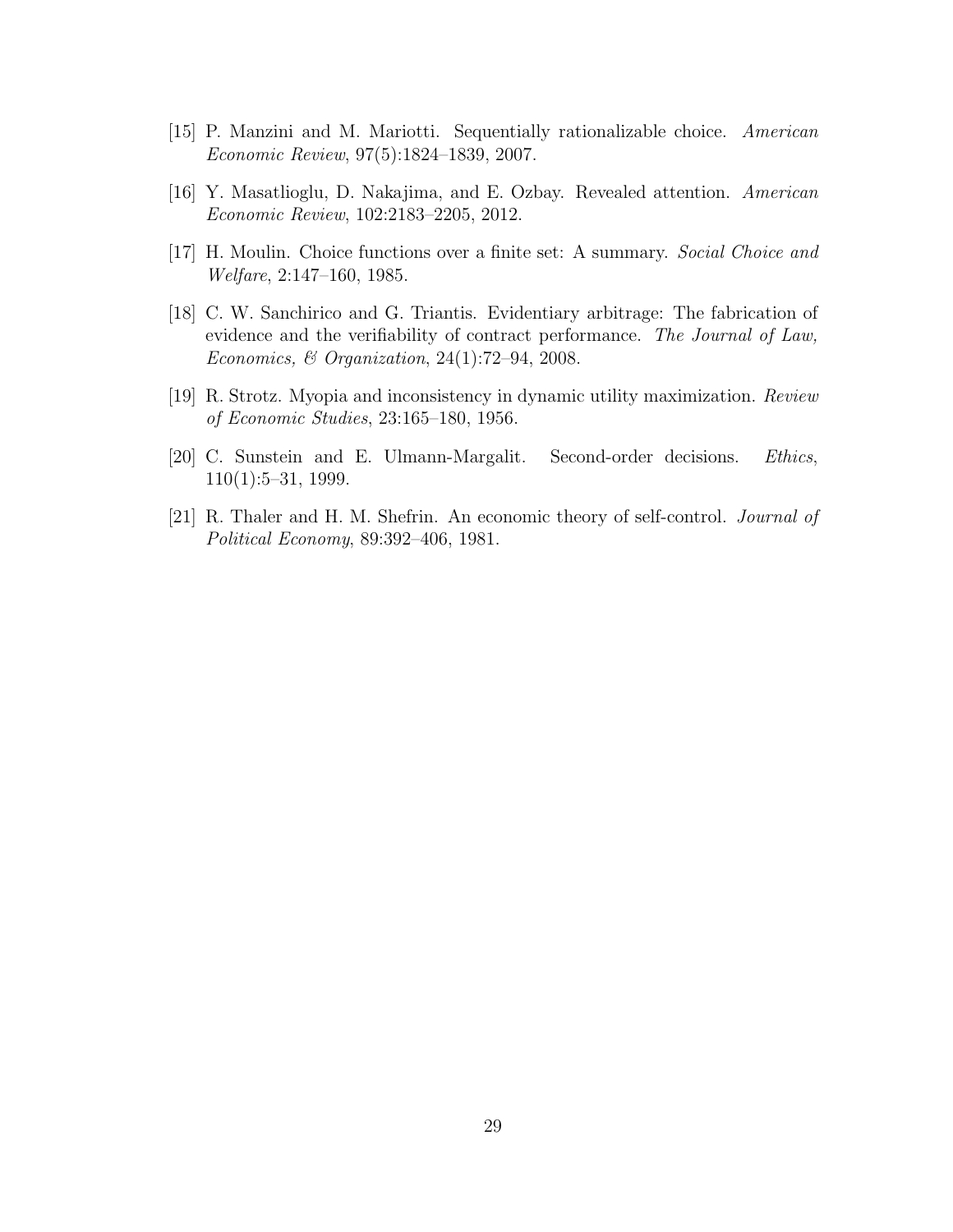[15] P. Manzini and M. Mariotti. Sequentially rationalizable choice. *American Economic Review*, 97(5):1824–1839, 2007.

[16] Y. Masatlioglu, D. Nakajima, and E. Ozbay. Revealed attention. *American Economic Review*, 102:2183–2205, 2012.

[17] H. Moulin. Choice functions over a finite set: A summary. *Social Choice and Welfare*, 2:147–160, 1985.

[18] C. W. Sanchirico and G. Triantis. Evidentiary arbitrage: The fabrication of evidence and the verifiability of contract performance. *The Journal of Law, Economics, & Organization*, 24(1):72–94, 2008.

[19] R. Strotz. Myopia and inconsistency in dynamic utility maximization. *Review of Economic Studies*, 23:165–180, 1956.

[20] C. Sunstein and E. Ulmann-Margalit. Second-order decisions. *Ethics*, 110(1):5–31, 1999.

[21] R. Thaler and H. M. Shefrin. An economic theory of self-control. *Journal of Political Economy*, 89:392–406, 1981.